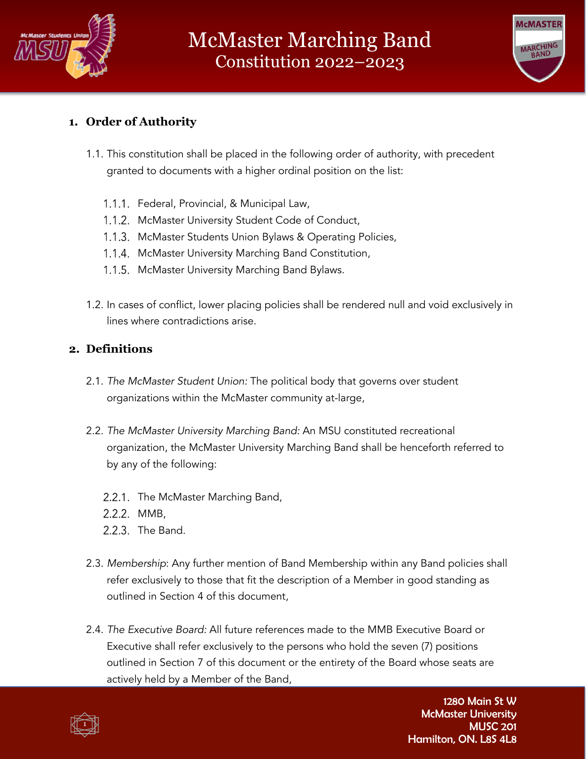# McMaster Marching Band
## Constitution 2022–2023

### 1. Order of Authority

1.1. This constitution shall be placed in the following order of authority, with precedent granted to documents with a higher ordinal position on the list:

- 1.1.1. Federal, Provincial, & Municipal Law,
- 1.1.2. McMaster University Student Code of Conduct,
- 1.1.3. McMaster Students Union Bylaws & Operating Policies,
- 1.1.4. McMaster University Marching Band Constitution,
- 1.1.5. McMaster University Marching Band Bylaws.

1.2. In cases of conflict, lower placing policies shall be rendered null and void exclusively in lines where contradictions arise.

### 2. Definitions

2.1. *The McMaster Student Union:* The political body that governs over student organizations within the McMaster community at-large,

2.2. *The McMaster University Marching Band:* An MSU constituted recreational organization, the McMaster University Marching Band shall be henceforth referred to by any of the following:

- 2.2.1. The McMaster Marching Band,
- 2.2.2. MMB,
- 2.2.3. The Band.

2.3. *Membership*: Any further mention of Band Membership within any Band policies shall refer exclusively to those that fit the description of a Member in good standing as outlined in Section 4 of this document,

2.4. *The Executive Board:* All future references made to the MMB Executive Board or Executive shall refer exclusively to the persons who hold the seven (7) positions outlined in Section 7 of this document or the entirety of the Board whose seats are actively held by a Member of the Band,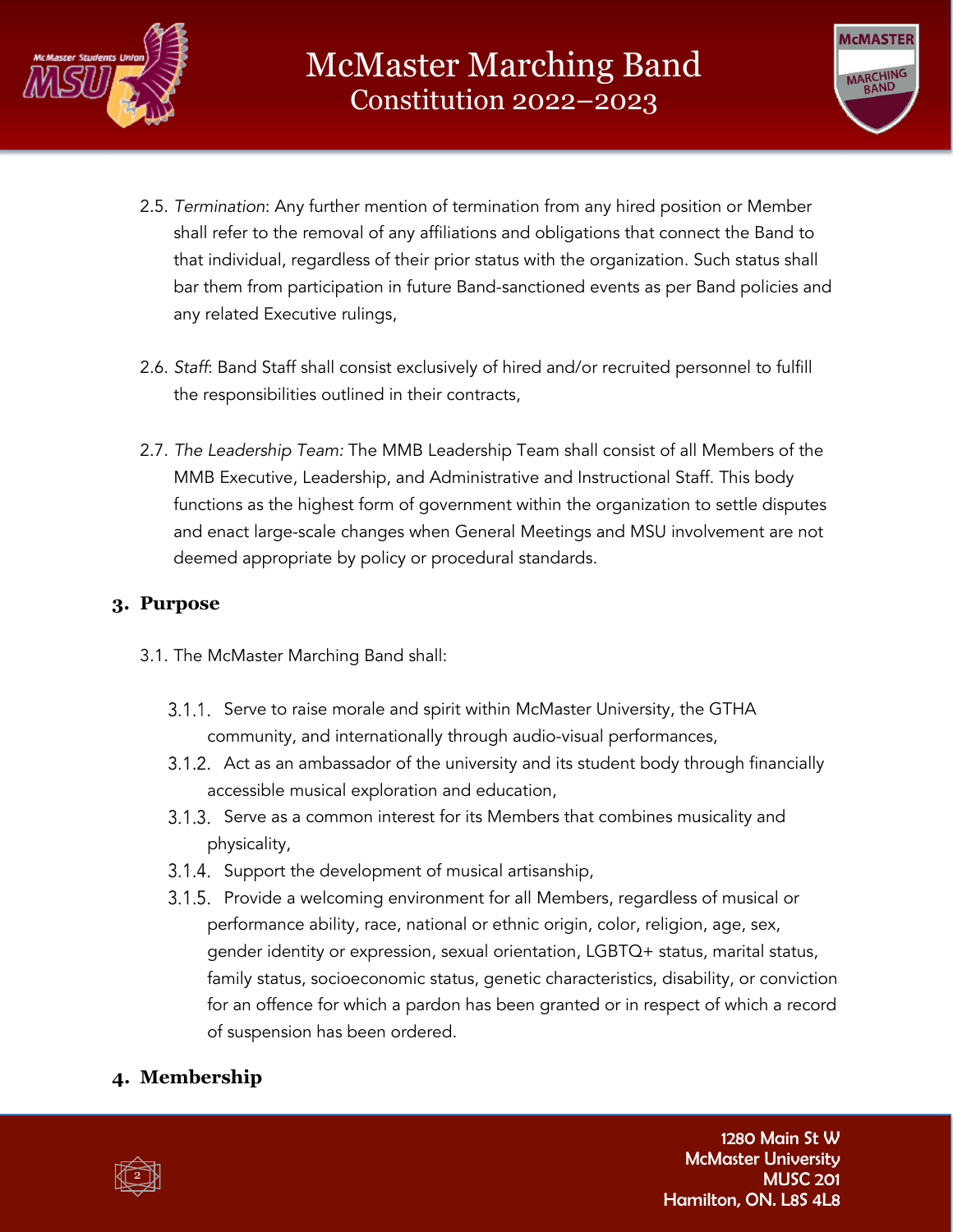2.5. *Termination*: Any further mention of termination from any hired position or Member shall refer to the removal of any affiliations and obligations that connect the Band to that individual, regardless of their prior status with the organization. Such status shall bar them from participation in future Band-sanctioned events as per Band policies and any related Executive rulings,

2.6. *Staff*: Band Staff shall consist exclusively of hired and/or recruited personnel to fulfill the responsibilities outlined in their contracts,

2.7. *The Leadership Team:* The MMB Leadership Team shall consist of all Members of the MMB Executive, Leadership, and Administrative and Instructional Staff. This body functions as the highest form of government within the organization to settle disputes and enact large-scale changes when General Meetings and MSU involvement are not deemed appropriate by policy or procedural standards.

## 3. Purpose

3.1. The McMaster Marching Band shall:

3.1.1. Serve to raise morale and spirit within McMaster University, the GTHA community, and internationally through audio-visual performances,

3.1.2. Act as an ambassador of the university and its student body through financially accessible musical exploration and education,

3.1.3. Serve as a common interest for its Members that combines musicality and physicality,

3.1.4. Support the development of musical artisanship,

3.1.5. Provide a welcoming environment for all Members, regardless of musical or performance ability, race, national or ethnic origin, color, religion, age, sex, gender identity or expression, sexual orientation, LGBTQ+ status, marital status, family status, socioeconomic status, genetic characteristics, disability, or conviction for an offence for which a pardon has been granted or in respect of which a record of suspension has been ordered.

## 4. Membership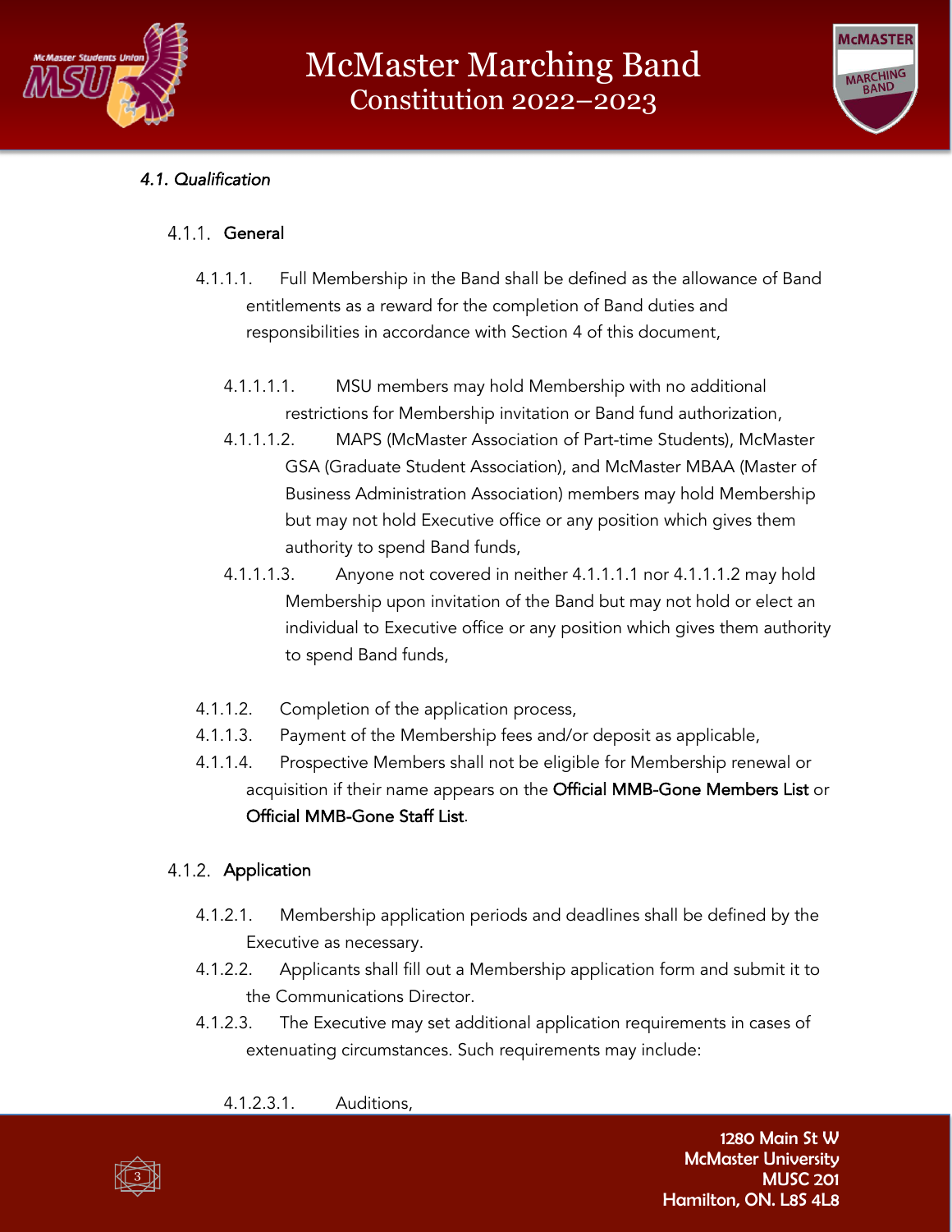*4.1. Qualification*

4.1.1. **General**

4.1.1.1. Full Membership in the Band shall be defined as the allowance of Band entitlements as a reward for the completion of Band duties and responsibilities in accordance with Section 4 of this document,

4.1.1.1.1. MSU members may hold Membership with no additional restrictions for Membership invitation or Band fund authorization,

4.1.1.1.2. MAPS (McMaster Association of Part-time Students), McMaster GSA (Graduate Student Association), and McMaster MBAA (Master of Business Administration Association) members may hold Membership but may not hold Executive office or any position which gives them authority to spend Band funds,

4.1.1.1.3. Anyone not covered in neither 4.1.1.1.1 nor 4.1.1.1.2 may hold Membership upon invitation of the Band but may not hold or elect an individual to Executive office or any position which gives them authority to spend Band funds,

4.1.1.2. Completion of the application process,

4.1.1.3. Payment of the Membership fees and/or deposit as applicable,

4.1.1.4. Prospective Members shall not be eligible for Membership renewal or acquisition if their name appears on the **Official MMB-Gone Members List** or **Official MMB-Gone Staff List**.

4.1.2. **Application**

4.1.2.1. Membership application periods and deadlines shall be defined by the Executive as necessary.

4.1.2.2. Applicants shall fill out a Membership application form and submit it to the Communications Director.

4.1.2.3. The Executive may set additional application requirements in cases of extenuating circumstances. Such requirements may include:

4.1.2.3.1. Auditions,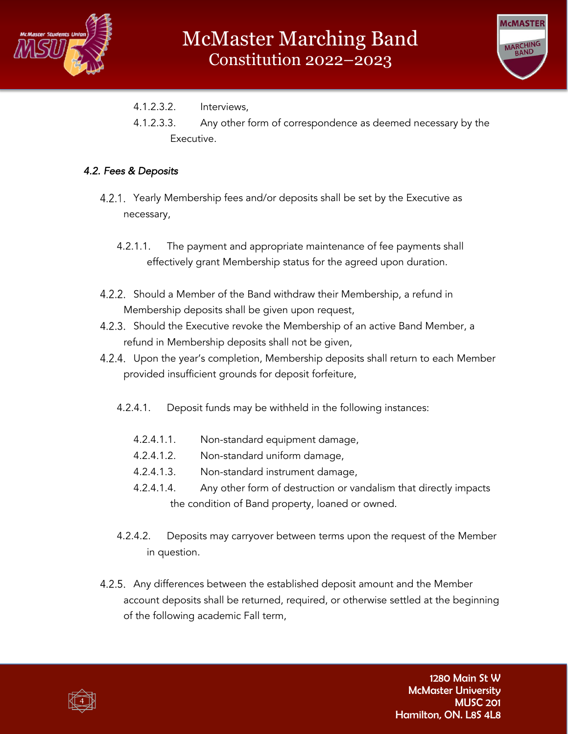4.1.2.3.2. Interviews,

4.1.2.3.3. Any other form of correspondence as deemed necessary by the Executive.

### *4.2. Fees & Deposits*

4.2.1. Yearly Membership fees and/or deposits shall be set by the Executive as necessary,

4.2.1.1. The payment and appropriate maintenance of fee payments shall effectively grant Membership status for the agreed upon duration.

4.2.2. Should a Member of the Band withdraw their Membership, a refund in Membership deposits shall be given upon request,

4.2.3. Should the Executive revoke the Membership of an active Band Member, a refund in Membership deposits shall not be given,

4.2.4. Upon the year's completion, Membership deposits shall return to each Member provided insufficient grounds for deposit forfeiture,

4.2.4.1. Deposit funds may be withheld in the following instances:

4.2.4.1.1. Non-standard equipment damage,

4.2.4.1.2. Non-standard uniform damage,

4.2.4.1.3. Non-standard instrument damage,

4.2.4.1.4. Any other form of destruction or vandalism that directly impacts the condition of Band property, loaned or owned.

4.2.4.2. Deposits may carryover between terms upon the request of the Member in question.

4.2.5. Any differences between the established deposit amount and the Member account deposits shall be returned, required, or otherwise settled at the beginning of the following academic Fall term,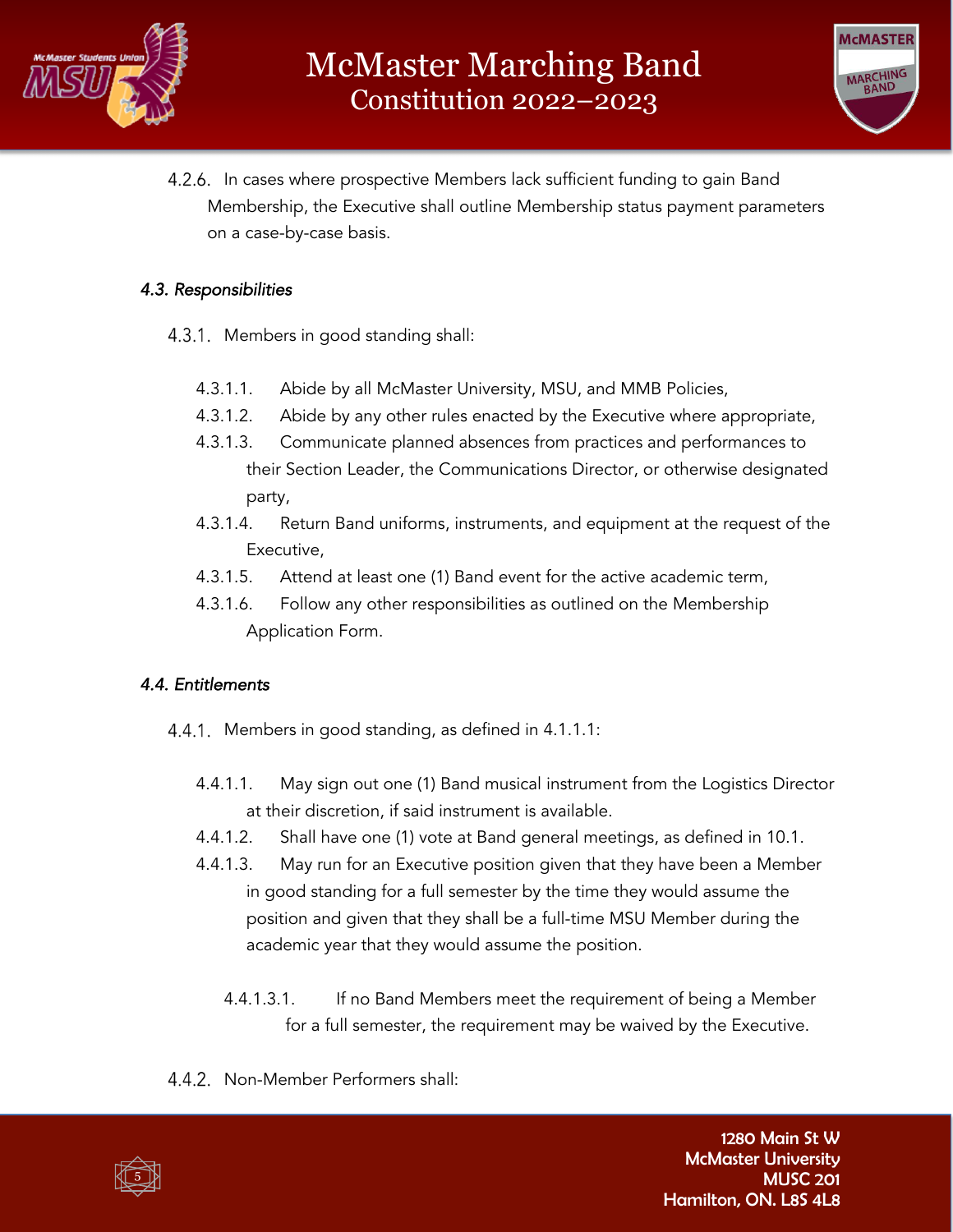4.2.6. In cases where prospective Members lack sufficient funding to gain Band Membership, the Executive shall outline Membership status payment parameters on a case-by-case basis.

### *4.3. Responsibilities*

4.3.1. Members in good standing shall:

- 4.3.1.1. Abide by all McMaster University, MSU, and MMB Policies,
- 4.3.1.2. Abide by any other rules enacted by the Executive where appropriate,
- 4.3.1.3. Communicate planned absences from practices and performances to their Section Leader, the Communications Director, or otherwise designated party,
- 4.3.1.4. Return Band uniforms, instruments, and equipment at the request of the Executive,
- 4.3.1.5. Attend at least one (1) Band event for the active academic term,
- 4.3.1.6. Follow any other responsibilities as outlined on the Membership Application Form.

### *4.4. Entitlements*

4.4.1. Members in good standing, as defined in 4.1.1.1:

- 4.4.1.1. May sign out one (1) Band musical instrument from the Logistics Director at their discretion, if said instrument is available.
- 4.4.1.2. Shall have one (1) vote at Band general meetings, as defined in 10.1.
- 4.4.1.3. May run for an Executive position given that they have been a Member in good standing for a full semester by the time they would assume the position and given that they shall be a full-time MSU Member during the academic year that they would assume the position.
  - 4.4.1.3.1. If no Band Members meet the requirement of being a Member for a full semester, the requirement may be waived by the Executive.

4.4.2. Non-Member Performers shall: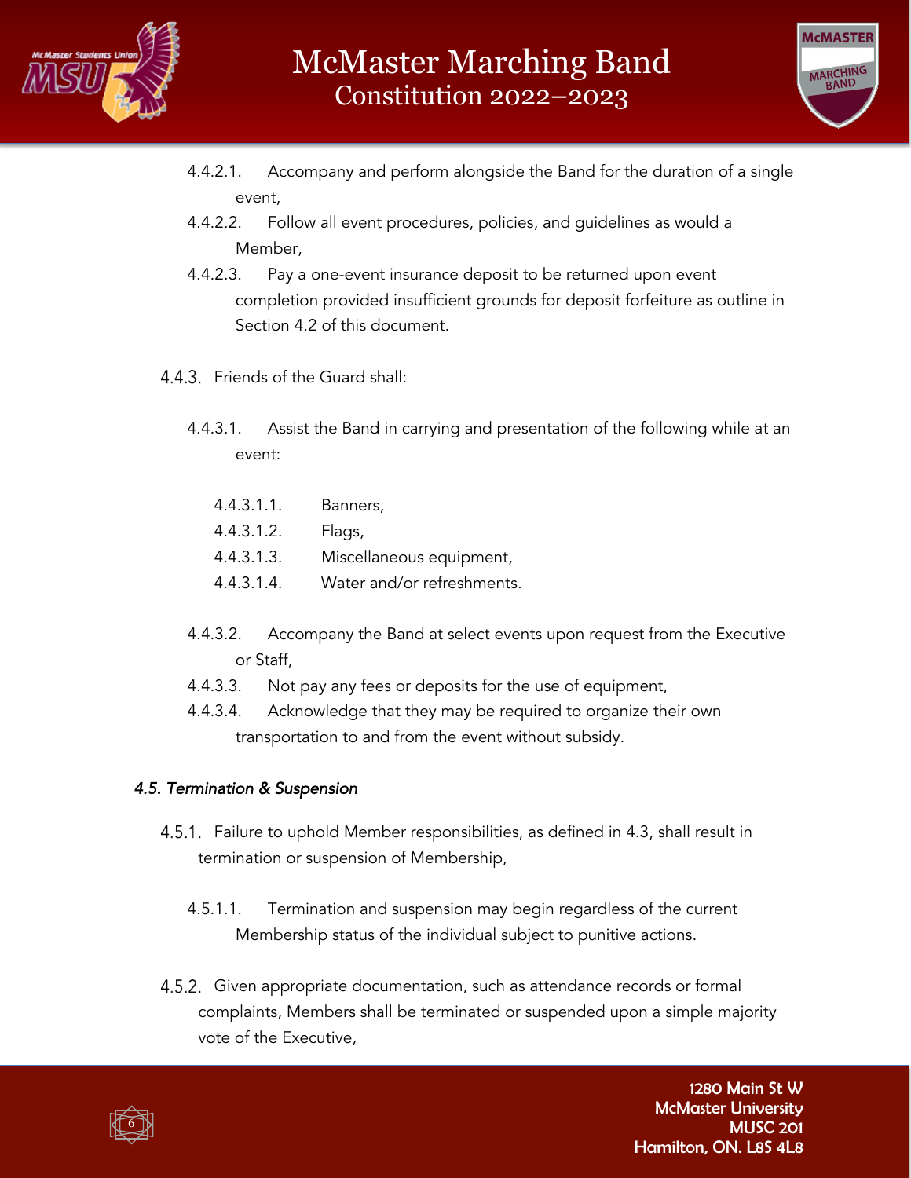4.4.2.1. Accompany and perform alongside the Band for the duration of a single event,

4.4.2.2. Follow all event procedures, policies, and guidelines as would a Member,

4.4.2.3. Pay a one-event insurance deposit to be returned upon event completion provided insufficient grounds for deposit forfeiture as outline in Section 4.2 of this document.

4.4.3. Friends of the Guard shall:

4.4.3.1. Assist the Band in carrying and presentation of the following while at an event:

4.4.3.1.1. Banners,

4.4.3.1.2. Flags,

4.4.3.1.3. Miscellaneous equipment,

4.4.3.1.4. Water and/or refreshments.

4.4.3.2. Accompany the Band at select events upon request from the Executive or Staff,

4.4.3.3. Not pay any fees or deposits for the use of equipment,

4.4.3.4. Acknowledge that they may be required to organize their own transportation to and from the event without subsidy.

### *4.5. Termination & Suspension*

4.5.1. Failure to uphold Member responsibilities, as defined in 4.3, shall result in termination or suspension of Membership,

4.5.1.1. Termination and suspension may begin regardless of the current Membership status of the individual subject to punitive actions.

4.5.2. Given appropriate documentation, such as attendance records or formal complaints, Members shall be terminated or suspended upon a simple majority vote of the Executive,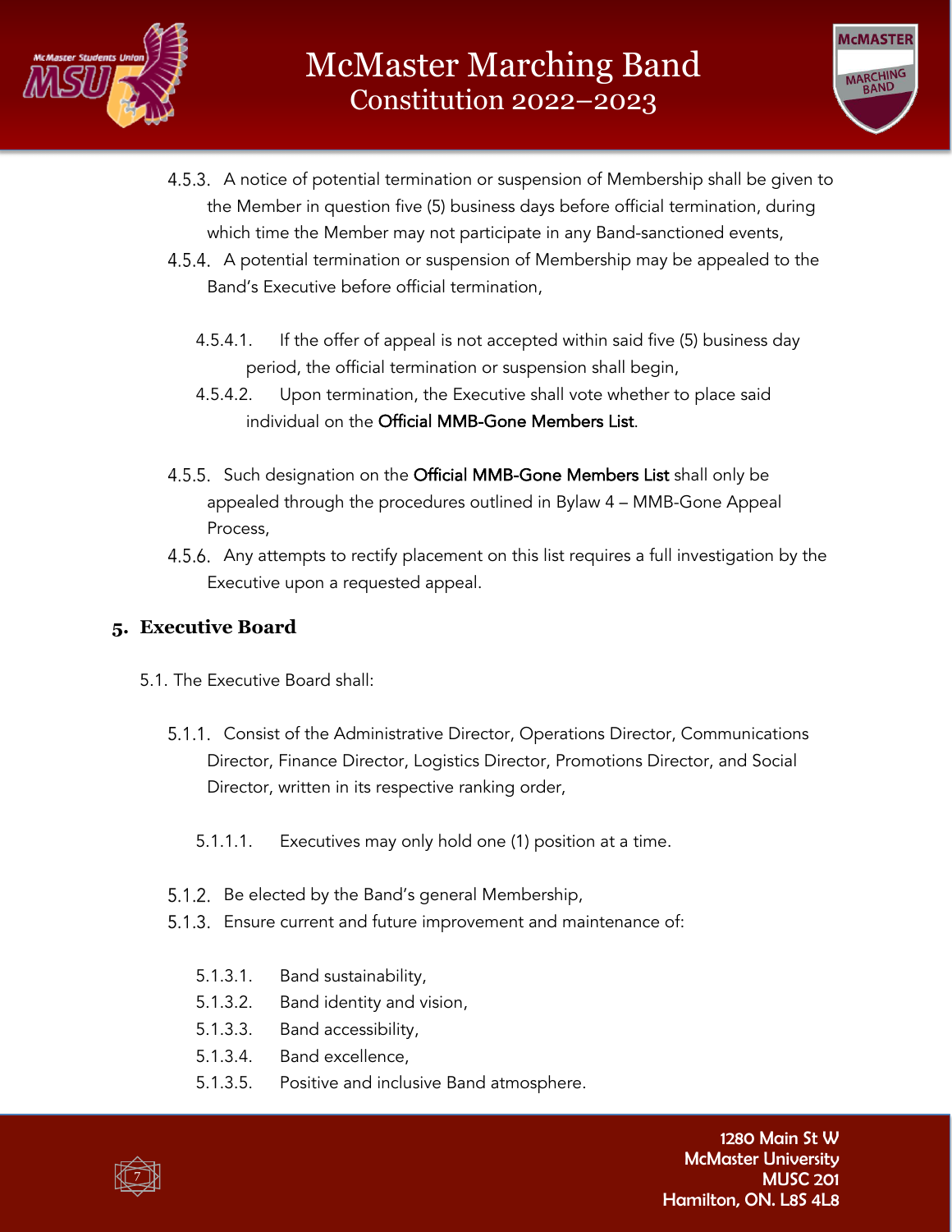4.5.3. A notice of potential termination or suspension of Membership shall be given to the Member in question five (5) business days before official termination, during which time the Member may not participate in any Band-sanctioned events,

4.5.4. A potential termination or suspension of Membership may be appealed to the Band's Executive before official termination,

- 4.5.4.1. If the offer of appeal is not accepted within said five (5) business day period, the official termination or suspension shall begin,
- 4.5.4.2. Upon termination, the Executive shall vote whether to place said individual on the **Official MMB-Gone Members List**.

4.5.5. Such designation on the **Official MMB-Gone Members List** shall only be appealed through the procedures outlined in Bylaw 4 – MMB-Gone Appeal Process,

4.5.6. Any attempts to rectify placement on this list requires a full investigation by the Executive upon a requested appeal.

## 5. Executive Board

5.1. The Executive Board shall:

5.1.1. Consist of the Administrative Director, Operations Director, Communications Director, Finance Director, Logistics Director, Promotions Director, and Social Director, written in its respective ranking order,

- 5.1.1.1. Executives may only hold one (1) position at a time.

5.1.2. Be elected by the Band's general Membership,

5.1.3. Ensure current and future improvement and maintenance of:

- 5.1.3.1. Band sustainability,
- 5.1.3.2. Band identity and vision,
- 5.1.3.3. Band accessibility,
- 5.1.3.4. Band excellence,
- 5.1.3.5. Positive and inclusive Band atmosphere.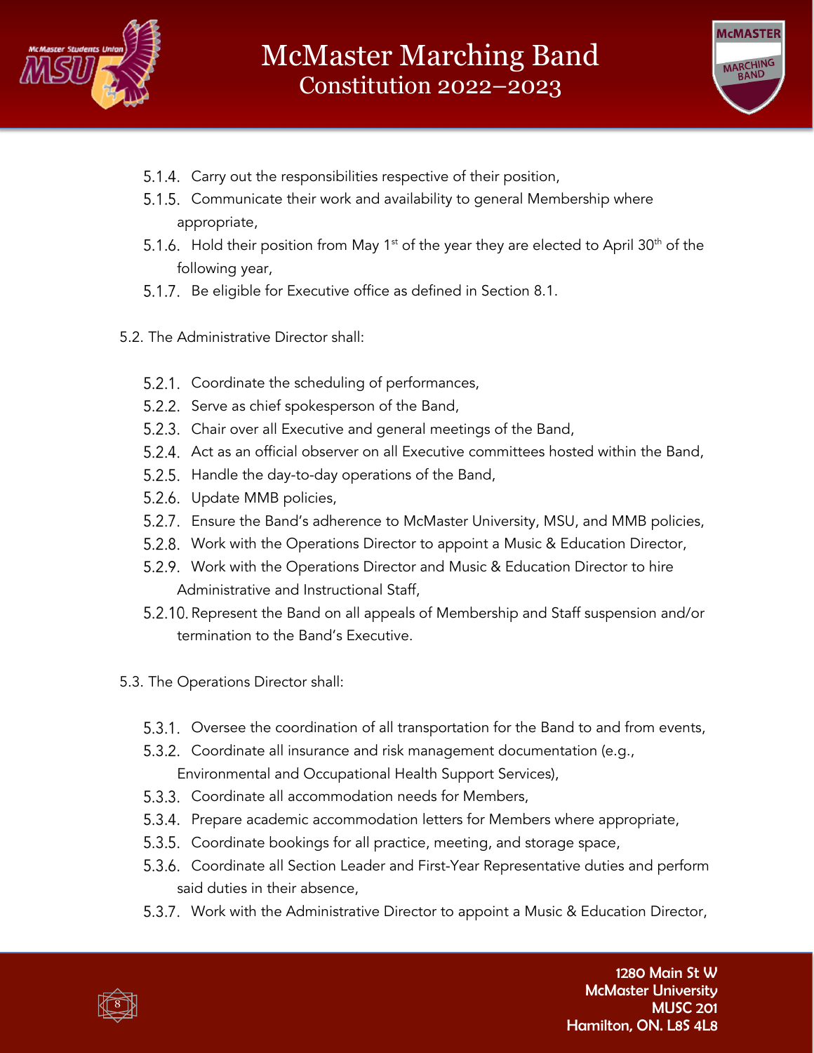5.1.4. Carry out the responsibilities respective of their position,

5.1.5. Communicate their work and availability to general Membership where appropriate,

5.1.6. Hold their position from May 1st of the year they are elected to April 30th of the following year,

5.1.7. Be eligible for Executive office as defined in Section 8.1.

5.2. The Administrative Director shall:

5.2.1. Coordinate the scheduling of performances,

5.2.2. Serve as chief spokesperson of the Band,

5.2.3. Chair over all Executive and general meetings of the Band,

5.2.4. Act as an official observer on all Executive committees hosted within the Band,

5.2.5. Handle the day-to-day operations of the Band,

5.2.6. Update MMB policies,

5.2.7. Ensure the Band's adherence to McMaster University, MSU, and MMB policies,

5.2.8. Work with the Operations Director to appoint a Music & Education Director,

5.2.9. Work with the Operations Director and Music & Education Director to hire Administrative and Instructional Staff,

5.2.10. Represent the Band on all appeals of Membership and Staff suspension and/or termination to the Band's Executive.

5.3. The Operations Director shall:

5.3.1. Oversee the coordination of all transportation for the Band to and from events,

5.3.2. Coordinate all insurance and risk management documentation (e.g., Environmental and Occupational Health Support Services),

5.3.3. Coordinate all accommodation needs for Members,

5.3.4. Prepare academic accommodation letters for Members where appropriate,

5.3.5. Coordinate bookings for all practice, meeting, and storage space,

5.3.6. Coordinate all Section Leader and First-Year Representative duties and perform said duties in their absence,

5.3.7. Work with the Administrative Director to appoint a Music & Education Director,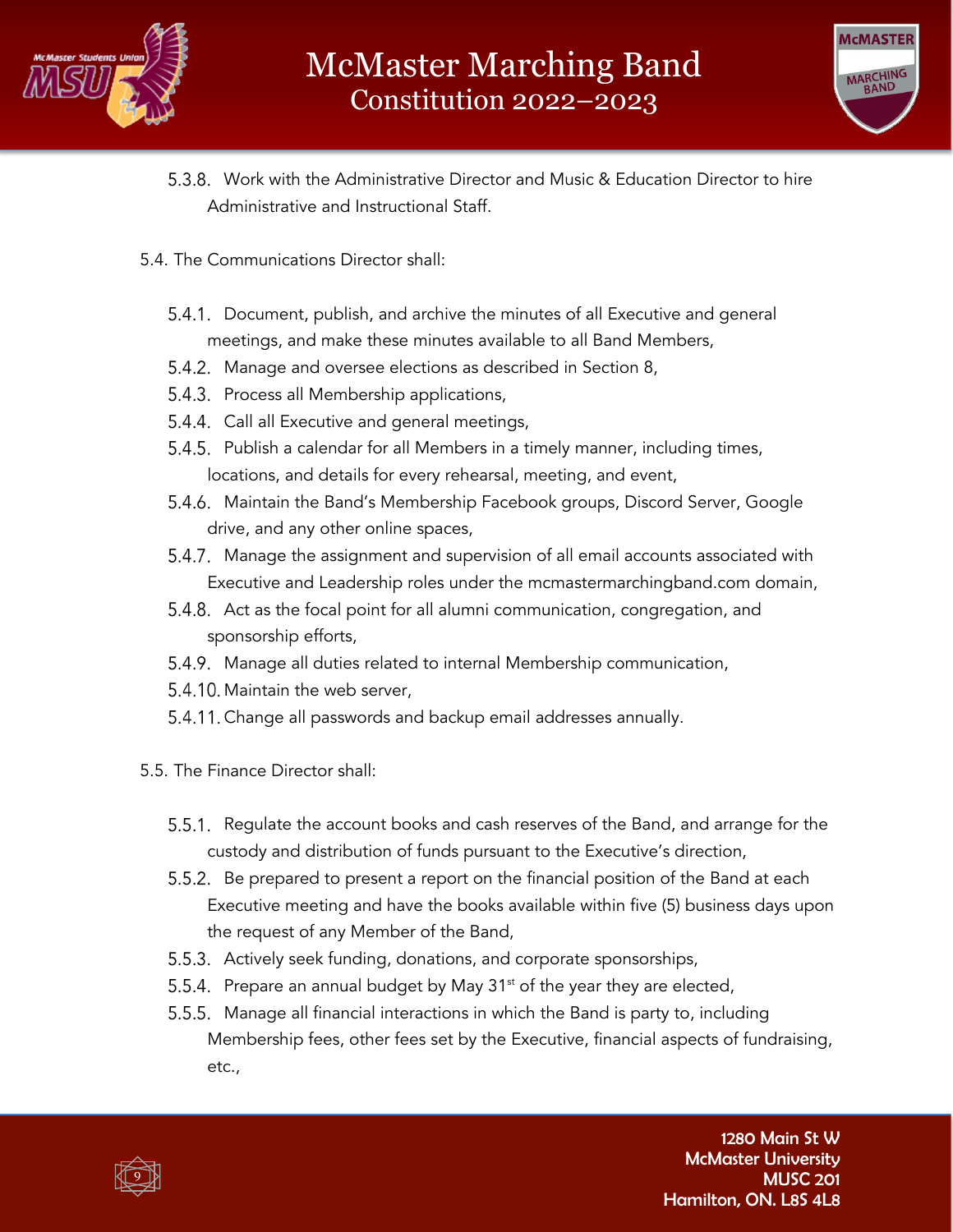5.3.8. Work with the Administrative Director and Music & Education Director to hire Administrative and Instructional Staff.

5.4. The Communications Director shall:

5.4.1. Document, publish, and archive the minutes of all Executive and general meetings, and make these minutes available to all Band Members,
5.4.2. Manage and oversee elections as described in Section 8,
5.4.3. Process all Membership applications,
5.4.4. Call all Executive and general meetings,
5.4.5. Publish a calendar for all Members in a timely manner, including times, locations, and details for every rehearsal, meeting, and event,
5.4.6. Maintain the Band's Membership Facebook groups, Discord Server, Google drive, and any other online spaces,
5.4.7. Manage the assignment and supervision of all email accounts associated with Executive and Leadership roles under the mcmastermarchingband.com domain,
5.4.8. Act as the focal point for all alumni communication, congregation, and sponsorship efforts,
5.4.9. Manage all duties related to internal Membership communication,
5.4.10. Maintain the web server,
5.4.11. Change all passwords and backup email addresses annually.

5.5. The Finance Director shall:

5.5.1. Regulate the account books and cash reserves of the Band, and arrange for the custody and distribution of funds pursuant to the Executive's direction,
5.5.2. Be prepared to present a report on the financial position of the Band at each Executive meeting and have the books available within five (5) business days upon the request of any Member of the Band,
5.5.3. Actively seek funding, donations, and corporate sponsorships,
5.5.4. Prepare an annual budget by May 31st of the year they are elected,
5.5.5. Manage all financial interactions in which the Band is party to, including Membership fees, other fees set by the Executive, financial aspects of fundraising, etc.,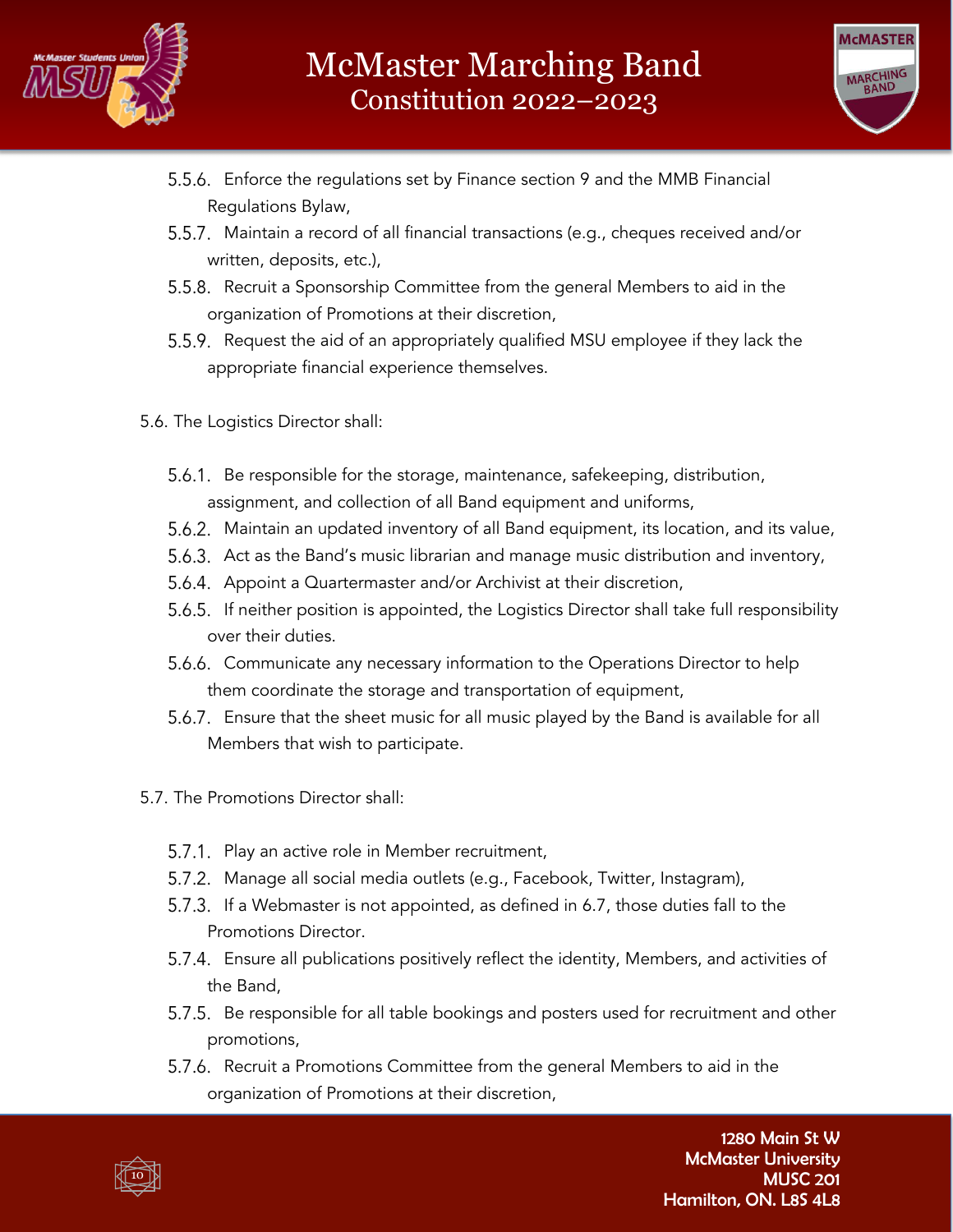5.5.6. Enforce the regulations set by Finance section 9 and the MMB Financial Regulations Bylaw,

5.5.7. Maintain a record of all financial transactions (e.g., cheques received and/or written, deposits, etc.),

5.5.8. Recruit a Sponsorship Committee from the general Members to aid in the organization of Promotions at their discretion,

5.5.9. Request the aid of an appropriately qualified MSU employee if they lack the appropriate financial experience themselves.

5.6. The Logistics Director shall:

5.6.1. Be responsible for the storage, maintenance, safekeeping, distribution, assignment, and collection of all Band equipment and uniforms,

5.6.2. Maintain an updated inventory of all Band equipment, its location, and its value,

5.6.3. Act as the Band's music librarian and manage music distribution and inventory,

5.6.4. Appoint a Quartermaster and/or Archivist at their discretion,

5.6.5. If neither position is appointed, the Logistics Director shall take full responsibility over their duties.

5.6.6. Communicate any necessary information to the Operations Director to help them coordinate the storage and transportation of equipment,

5.6.7. Ensure that the sheet music for all music played by the Band is available for all Members that wish to participate.

5.7. The Promotions Director shall:

5.7.1. Play an active role in Member recruitment,

5.7.2. Manage all social media outlets (e.g., Facebook, Twitter, Instagram),

5.7.3. If a Webmaster is not appointed, as defined in 6.7, those duties fall to the Promotions Director.

5.7.4. Ensure all publications positively reflect the identity, Members, and activities of the Band,

5.7.5. Be responsible for all table bookings and posters used for recruitment and other promotions,

5.7.6. Recruit a Promotions Committee from the general Members to aid in the organization of Promotions at their discretion,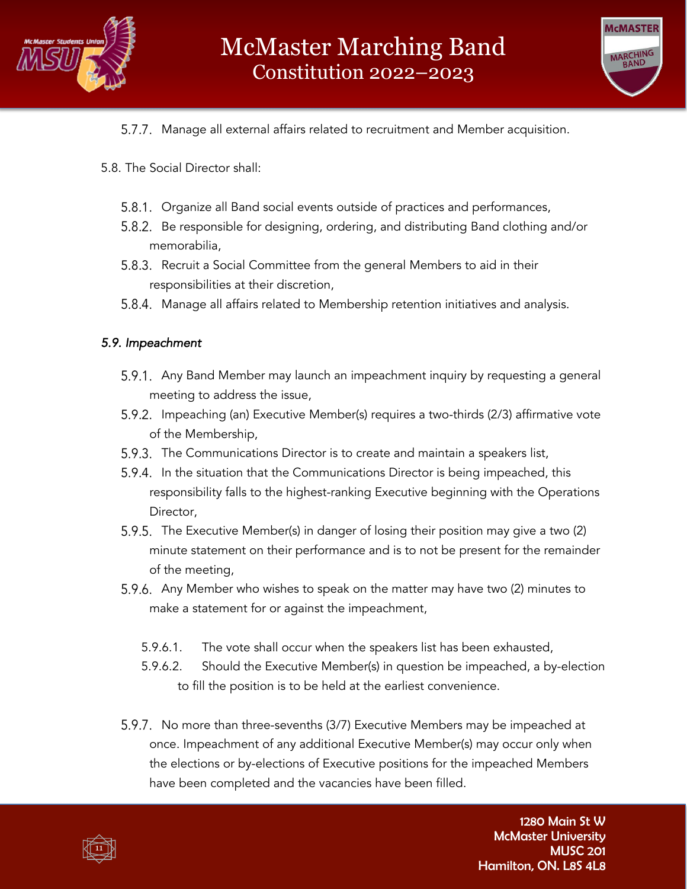5.7.7. Manage all external affairs related to recruitment and Member acquisition.

5.8. The Social Director shall:

5.8.1. Organize all Band social events outside of practices and performances,

5.8.2. Be responsible for designing, ordering, and distributing Band clothing and/or memorabilia,

5.8.3. Recruit a Social Committee from the general Members to aid in their responsibilities at their discretion,

5.8.4. Manage all affairs related to Membership retention initiatives and analysis.

*5.9. Impeachment*

5.9.1. Any Band Member may launch an impeachment inquiry by requesting a general meeting to address the issue,

5.9.2. Impeaching (an) Executive Member(s) requires a two-thirds (2/3) affirmative vote of the Membership,

5.9.3. The Communications Director is to create and maintain a speakers list,

5.9.4. In the situation that the Communications Director is being impeached, this responsibility falls to the highest-ranking Executive beginning with the Operations Director,

5.9.5. The Executive Member(s) in danger of losing their position may give a two (2) minute statement on their performance and is to not be present for the remainder of the meeting,

5.9.6. Any Member who wishes to speak on the matter may have two (2) minutes to make a statement for or against the impeachment,

5.9.6.1. The vote shall occur when the speakers list has been exhausted,

5.9.6.2. Should the Executive Member(s) in question be impeached, a by-election to fill the position is to be held at the earliest convenience.

5.9.7. No more than three-sevenths (3/7) Executive Members may be impeached at once. Impeachment of any additional Executive Member(s) may occur only when the elections or by-elections of Executive positions for the impeached Members have been completed and the vacancies have been filled.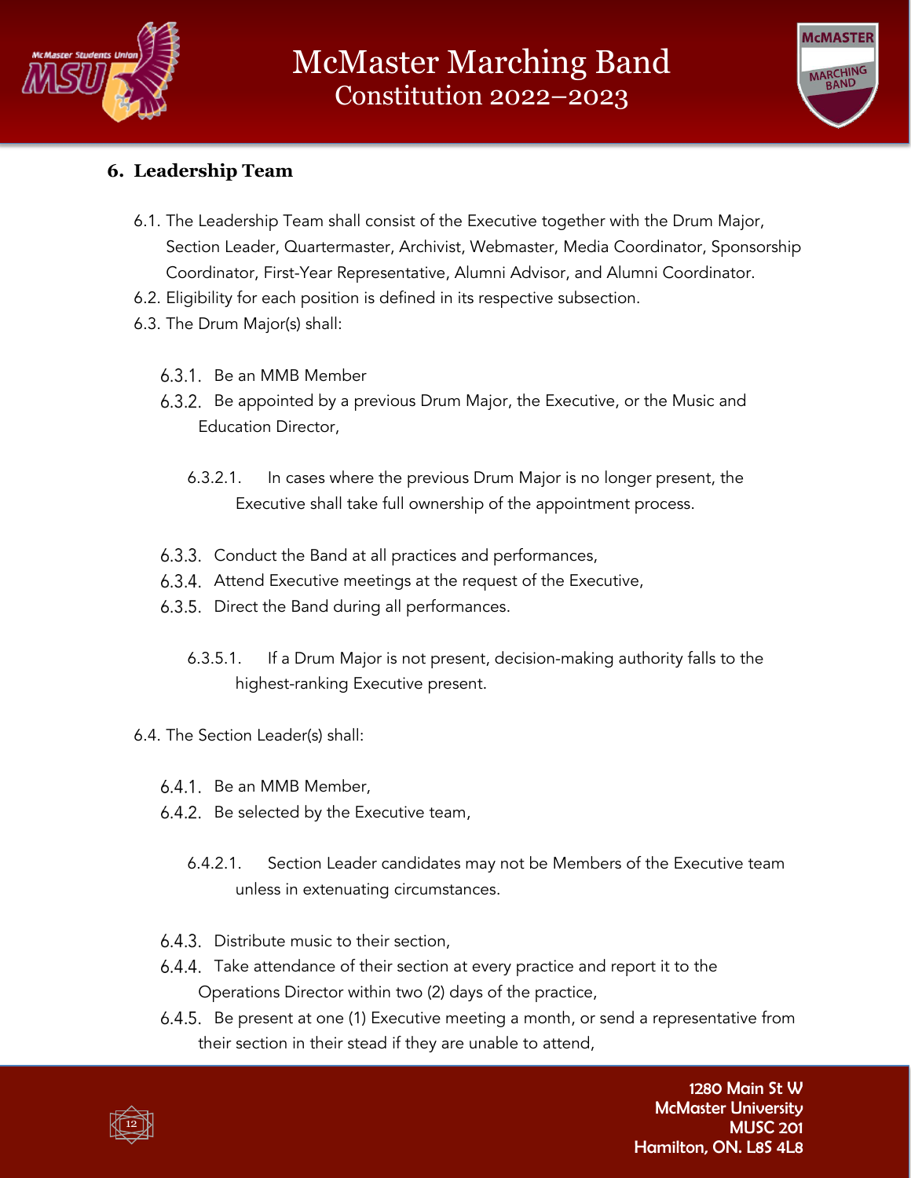## 6. Leadership Team

6.1. The Leadership Team shall consist of the Executive together with the Drum Major, Section Leader, Quartermaster, Archivist, Webmaster, Media Coordinator, Sponsorship Coordinator, First-Year Representative, Alumni Advisor, and Alumni Coordinator.

6.2. Eligibility for each position is defined in its respective subsection.

6.3. The Drum Major(s) shall:

- 6.3.1. Be an MMB Member
- 6.3.2. Be appointed by a previous Drum Major, the Executive, or the Music and Education Director,
  - 6.3.2.1. In cases where the previous Drum Major is no longer present, the Executive shall take full ownership of the appointment process.
- 6.3.3. Conduct the Band at all practices and performances,
- 6.3.4. Attend Executive meetings at the request of the Executive,
- 6.3.5. Direct the Band during all performances.
  - 6.3.5.1. If a Drum Major is not present, decision-making authority falls to the highest-ranking Executive present.

6.4. The Section Leader(s) shall:

- 6.4.1. Be an MMB Member,
- 6.4.2. Be selected by the Executive team,
  - 6.4.2.1. Section Leader candidates may not be Members of the Executive team unless in extenuating circumstances.
- 6.4.3. Distribute music to their section,
- 6.4.4. Take attendance of their section at every practice and report it to the Operations Director within two (2) days of the practice,
- 6.4.5. Be present at one (1) Executive meeting a month, or send a representative from their section in their stead if they are unable to attend,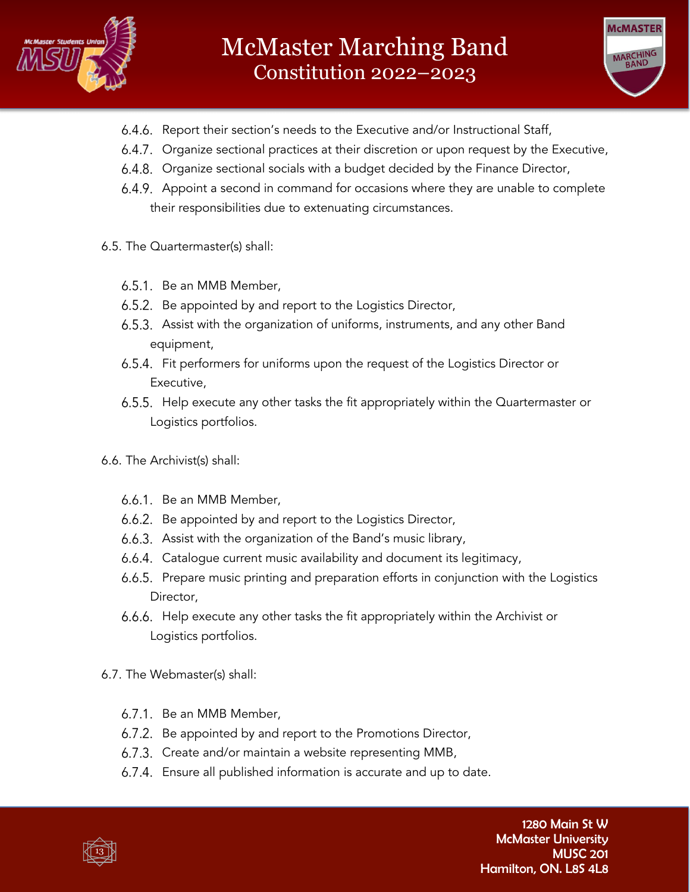6.4.6. Report their section's needs to the Executive and/or Instructional Staff,
6.4.7. Organize sectional practices at their discretion or upon request by the Executive,
6.4.8. Organize sectional socials with a budget decided by the Finance Director,
6.4.9. Appoint a second in command for occasions where they are unable to complete their responsibilities due to extenuating circumstances.

6.5. The Quartermaster(s) shall:

6.5.1. Be an MMB Member,
6.5.2. Be appointed by and report to the Logistics Director,
6.5.3. Assist with the organization of uniforms, instruments, and any other Band equipment,
6.5.4. Fit performers for uniforms upon the request of the Logistics Director or Executive,
6.5.5. Help execute any other tasks the fit appropriately within the Quartermaster or Logistics portfolios.

6.6. The Archivist(s) shall:

6.6.1. Be an MMB Member,
6.6.2. Be appointed by and report to the Logistics Director,
6.6.3. Assist with the organization of the Band's music library,
6.6.4. Catalogue current music availability and document its legitimacy,
6.6.5. Prepare music printing and preparation efforts in conjunction with the Logistics Director,
6.6.6. Help execute any other tasks the fit appropriately within the Archivist or Logistics portfolios.

6.7. The Webmaster(s) shall:

6.7.1. Be an MMB Member,
6.7.2. Be appointed by and report to the Promotions Director,
6.7.3. Create and/or maintain a website representing MMB,
6.7.4. Ensure all published information is accurate and up to date.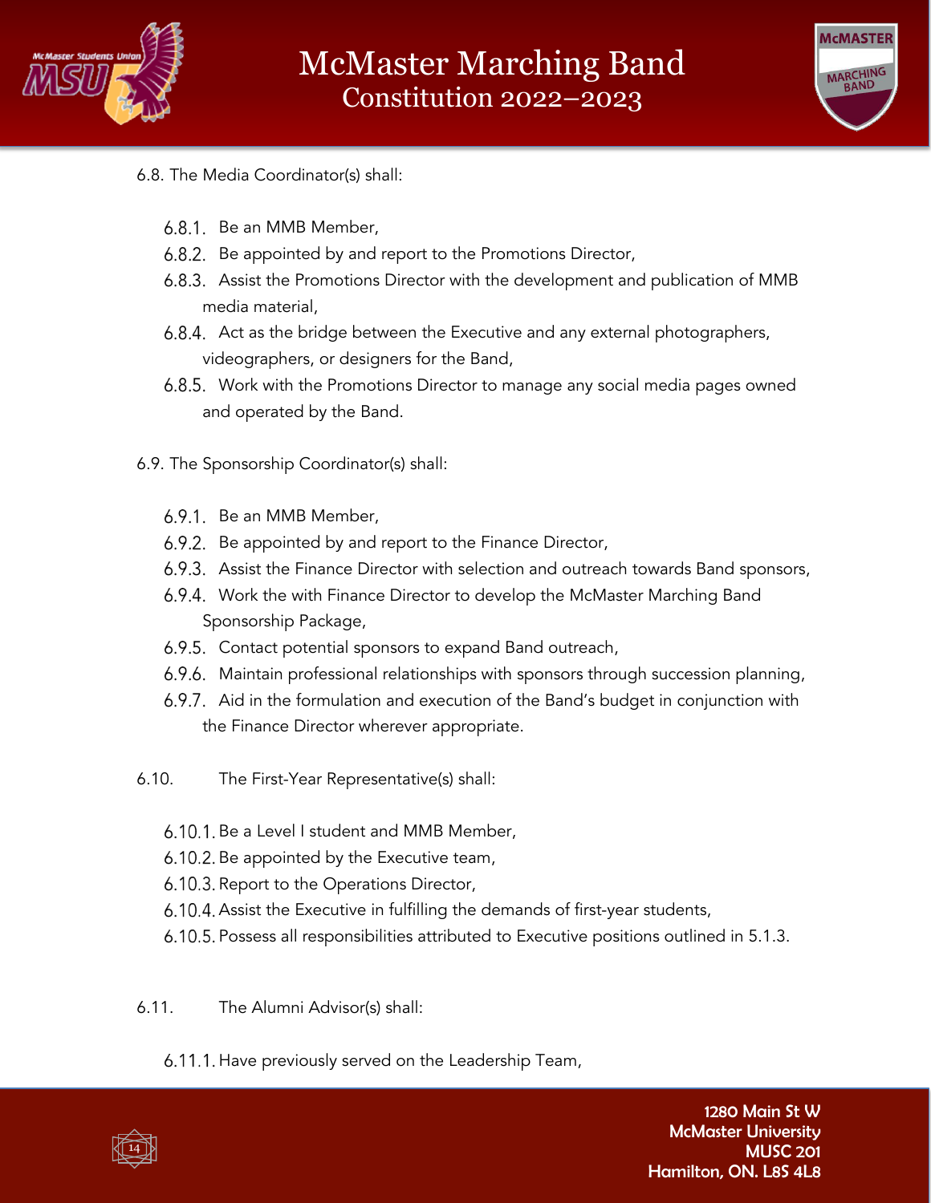6.8. The Media Coordinator(s) shall:

- 6.8.1. Be an MMB Member,
- 6.8.2. Be appointed by and report to the Promotions Director,
- 6.8.3. Assist the Promotions Director with the development and publication of MMB media material,
- 6.8.4. Act as the bridge between the Executive and any external photographers, videographers, or designers for the Band,
- 6.8.5. Work with the Promotions Director to manage any social media pages owned and operated by the Band.

6.9. The Sponsorship Coordinator(s) shall:

- 6.9.1. Be an MMB Member,
- 6.9.2. Be appointed by and report to the Finance Director,
- 6.9.3. Assist the Finance Director with selection and outreach towards Band sponsors,
- 6.9.4. Work the with Finance Director to develop the McMaster Marching Band Sponsorship Package,
- 6.9.5. Contact potential sponsors to expand Band outreach,
- 6.9.6. Maintain professional relationships with sponsors through succession planning,
- 6.9.7. Aid in the formulation and execution of the Band's budget in conjunction with the Finance Director wherever appropriate.

6.10. The First-Year Representative(s) shall:

- 6.10.1. Be a Level I student and MMB Member,
- 6.10.2. Be appointed by the Executive team,
- 6.10.3. Report to the Operations Director,
- 6.10.4. Assist the Executive in fulfilling the demands of first-year students,
- 6.10.5. Possess all responsibilities attributed to Executive positions outlined in 5.1.3.

6.11. The Alumni Advisor(s) shall:

- 6.11.1. Have previously served on the Leadership Team,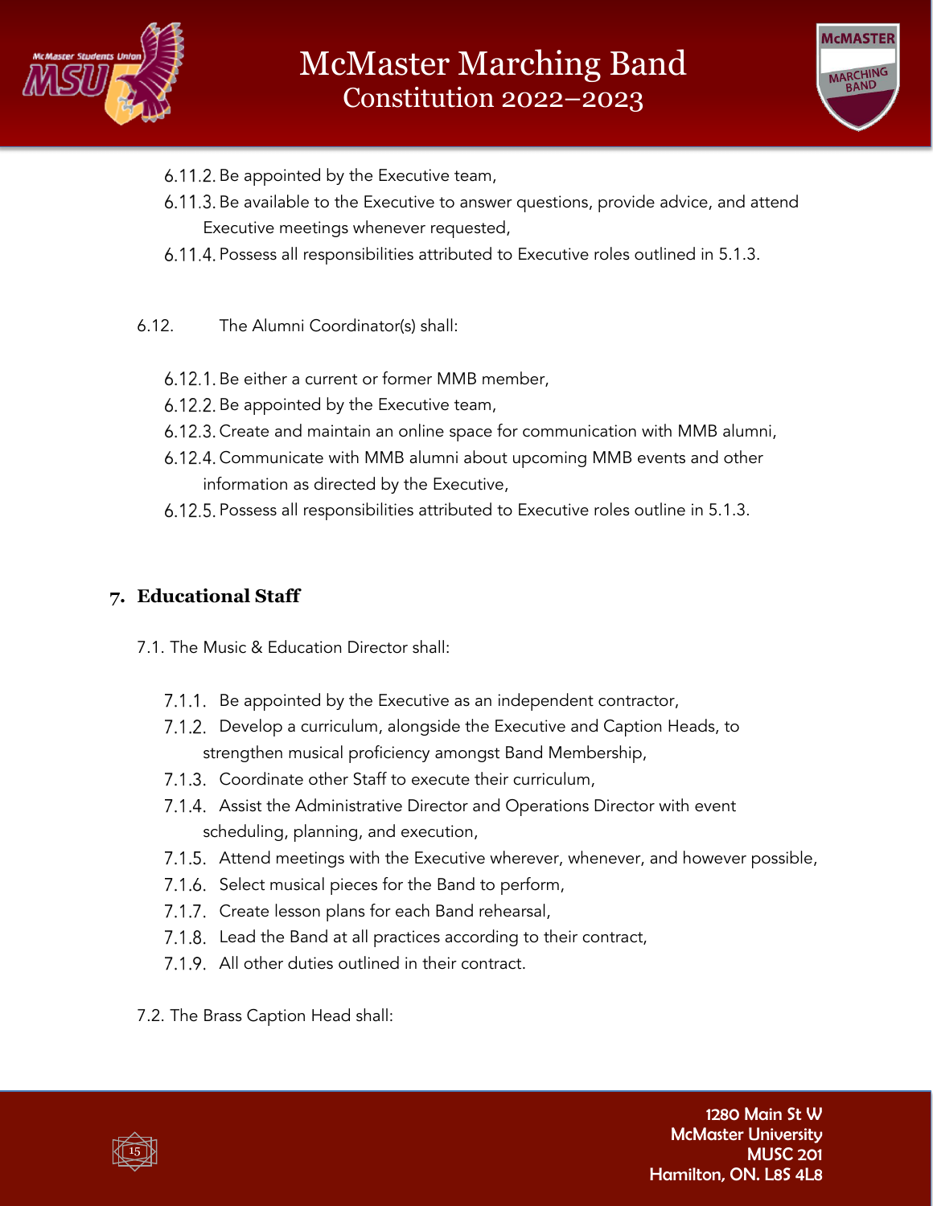6.11.2. Be appointed by the Executive team,

6.11.3. Be available to the Executive to answer questions, provide advice, and attend Executive meetings whenever requested,

6.11.4. Possess all responsibilities attributed to Executive roles outlined in 5.1.3.

6.12. The Alumni Coordinator(s) shall:

6.12.1. Be either a current or former MMB member,

6.12.2. Be appointed by the Executive team,

6.12.3. Create and maintain an online space for communication with MMB alumni,

6.12.4. Communicate with MMB alumni about upcoming MMB events and other information as directed by the Executive,

6.12.5. Possess all responsibilities attributed to Executive roles outline in 5.1.3.

## 7. Educational Staff

7.1. The Music & Education Director shall:

7.1.1. Be appointed by the Executive as an independent contractor,

7.1.2. Develop a curriculum, alongside the Executive and Caption Heads, to strengthen musical proficiency amongst Band Membership,

7.1.3. Coordinate other Staff to execute their curriculum,

7.1.4. Assist the Administrative Director and Operations Director with event scheduling, planning, and execution,

7.1.5. Attend meetings with the Executive wherever, whenever, and however possible,

7.1.6. Select musical pieces for the Band to perform,

7.1.7. Create lesson plans for each Band rehearsal,

7.1.8. Lead the Band at all practices according to their contract,

7.1.9. All other duties outlined in their contract.

7.2. The Brass Caption Head shall: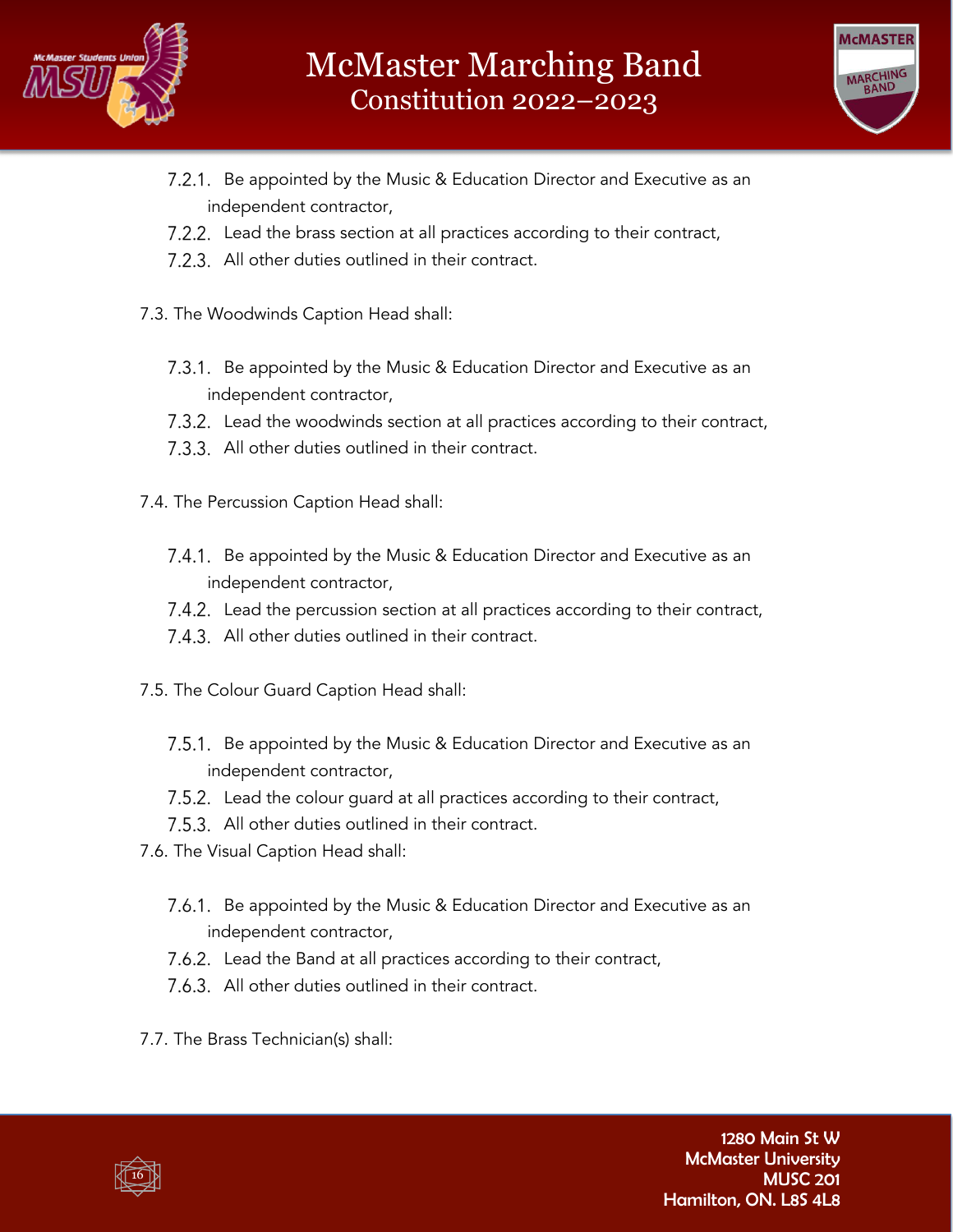7.2.1. Be appointed by the Music & Education Director and Executive as an independent contractor,
7.2.2. Lead the brass section at all practices according to their contract,
7.2.3. All other duties outlined in their contract.

7.3. The Woodwinds Caption Head shall:

7.3.1. Be appointed by the Music & Education Director and Executive as an independent contractor,
7.3.2. Lead the woodwinds section at all practices according to their contract,
7.3.3. All other duties outlined in their contract.

7.4. The Percussion Caption Head shall:

7.4.1. Be appointed by the Music & Education Director and Executive as an independent contractor,
7.4.2. Lead the percussion section at all practices according to their contract,
7.4.3. All other duties outlined in their contract.

7.5. The Colour Guard Caption Head shall:

7.5.1. Be appointed by the Music & Education Director and Executive as an independent contractor,
7.5.2. Lead the colour guard at all practices according to their contract,
7.5.3. All other duties outlined in their contract.

7.6. The Visual Caption Head shall:

7.6.1. Be appointed by the Music & Education Director and Executive as an independent contractor,
7.6.2. Lead the Band at all practices according to their contract,
7.6.3. All other duties outlined in their contract.

7.7. The Brass Technician(s) shall: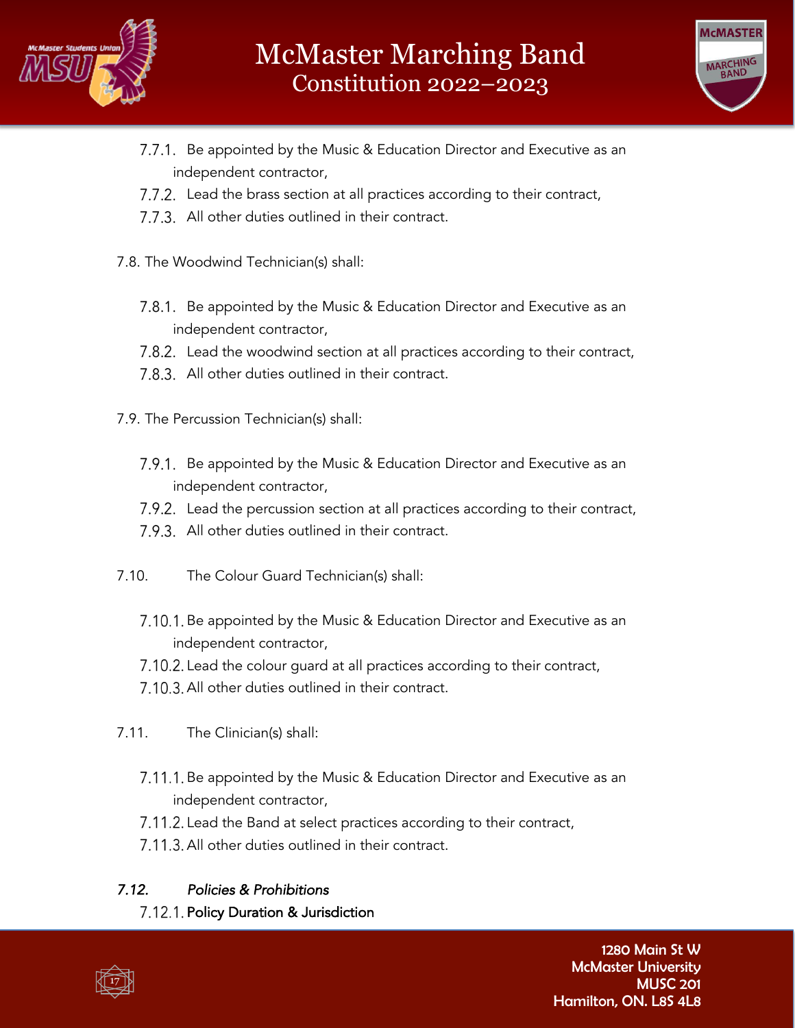7.7.1. Be appointed by the Music & Education Director and Executive as an independent contractor,
7.7.2. Lead the brass section at all practices according to their contract,
7.7.3. All other duties outlined in their contract.

7.8. The Woodwind Technician(s) shall:

7.8.1. Be appointed by the Music & Education Director and Executive as an independent contractor,
7.8.2. Lead the woodwind section at all practices according to their contract,
7.8.3. All other duties outlined in their contract.

7.9. The Percussion Technician(s) shall:

7.9.1. Be appointed by the Music & Education Director and Executive as an independent contractor,
7.9.2. Lead the percussion section at all practices according to their contract,
7.9.3. All other duties outlined in their contract.

7.10. The Colour Guard Technician(s) shall:

7.10.1. Be appointed by the Music & Education Director and Executive as an independent contractor,
7.10.2. Lead the colour guard at all practices according to their contract,
7.10.3. All other duties outlined in their contract.

7.11. The Clinician(s) shall:

7.11.1. Be appointed by the Music & Education Director and Executive as an independent contractor,
7.11.2. Lead the Band at select practices according to their contract,
7.11.3. All other duties outlined in their contract.

*7.12. Policies & Prohibitions*

7.12.1. Policy Duration & Jurisdiction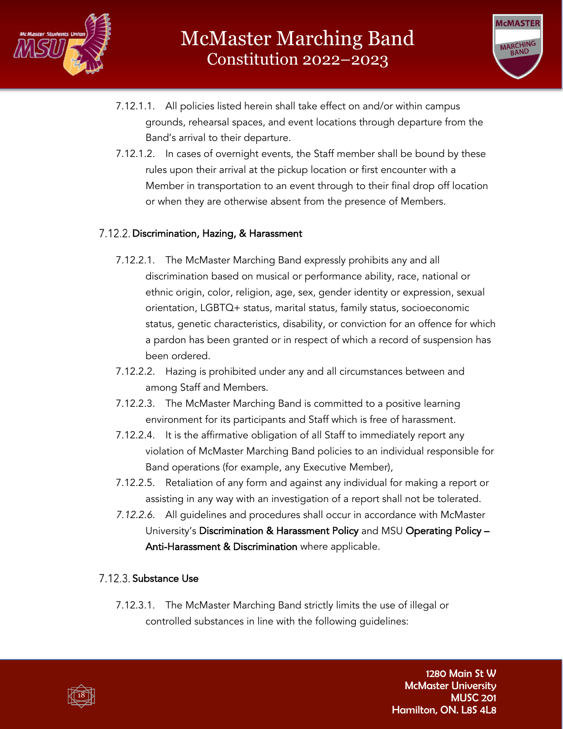7.12.1.1. All policies listed herein shall take effect on and/or within campus grounds, rehearsal spaces, and event locations through departure from the Band's arrival to their departure.

7.12.1.2. In cases of overnight events, the Staff member shall be bound by these rules upon their arrival at the pickup location or first encounter with a Member in transportation to an event through to their final drop off location or when they are otherwise absent from the presence of Members.

### 7.12.2. Discrimination, Hazing, & Harassment

7.12.2.1. The McMaster Marching Band expressly prohibits any and all discrimination based on musical or performance ability, race, national or ethnic origin, color, religion, age, sex, gender identity or expression, sexual orientation, LGBTQ+ status, marital status, family status, socioeconomic status, genetic characteristics, disability, or conviction for an offence for which a pardon has been granted or in respect of which a record of suspension has been ordered.

7.12.2.2. Hazing is prohibited under any and all circumstances between and among Staff and Members.

7.12.2.3. The McMaster Marching Band is committed to a positive learning environment for its participants and Staff which is free of harassment.

7.12.2.4. It is the affirmative obligation of all Staff to immediately report any violation of McMaster Marching Band policies to an individual responsible for Band operations (for example, any Executive Member),

7.12.2.5. Retaliation of any form and against any individual for making a report or assisting in any way with an investigation of a report shall not be tolerated.

*7.12.2.6.* All guidelines and procedures shall occur in accordance with McMaster University's Discrimination & Harassment Policy and MSU Operating Policy – Anti-Harassment & Discrimination where applicable.

### 7.12.3. Substance Use

7.12.3.1. The McMaster Marching Band strictly limits the use of illegal or controlled substances in line with the following guidelines: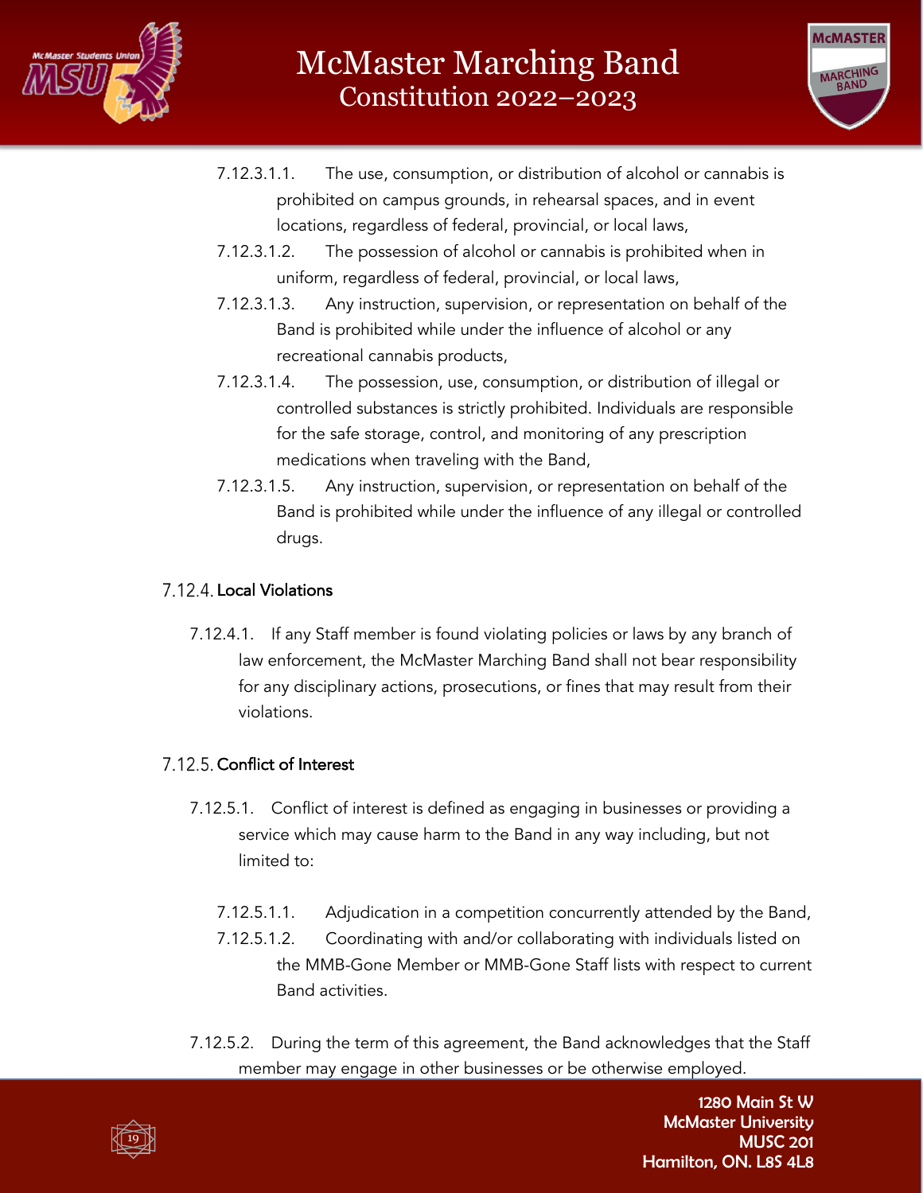7.12.3.1.1. The use, consumption, or distribution of alcohol or cannabis is prohibited on campus grounds, in rehearsal spaces, and in event locations, regardless of federal, provincial, or local laws,

7.12.3.1.2. The possession of alcohol or cannabis is prohibited when in uniform, regardless of federal, provincial, or local laws,

7.12.3.1.3. Any instruction, supervision, or representation on behalf of the Band is prohibited while under the influence of alcohol or any recreational cannabis products,

7.12.3.1.4. The possession, use, consumption, or distribution of illegal or controlled substances is strictly prohibited. Individuals are responsible for the safe storage, control, and monitoring of any prescription medications when traveling with the Band,

7.12.3.1.5. Any instruction, supervision, or representation on behalf of the Band is prohibited while under the influence of any illegal or controlled drugs.

### 7.12.4. Local Violations

7.12.4.1. If any Staff member is found violating policies or laws by any branch of law enforcement, the McMaster Marching Band shall not bear responsibility for any disciplinary actions, prosecutions, or fines that may result from their violations.

### 7.12.5. Conflict of Interest

7.12.5.1. Conflict of interest is defined as engaging in businesses or providing a service which may cause harm to the Band in any way including, but not limited to:

7.12.5.1.1. Adjudication in a competition concurrently attended by the Band,

7.12.5.1.2. Coordinating with and/or collaborating with individuals listed on the MMB-Gone Member or MMB-Gone Staff lists with respect to current Band activities.

7.12.5.2. During the term of this agreement, the Band acknowledges that the Staff member may engage in other businesses or be otherwise employed.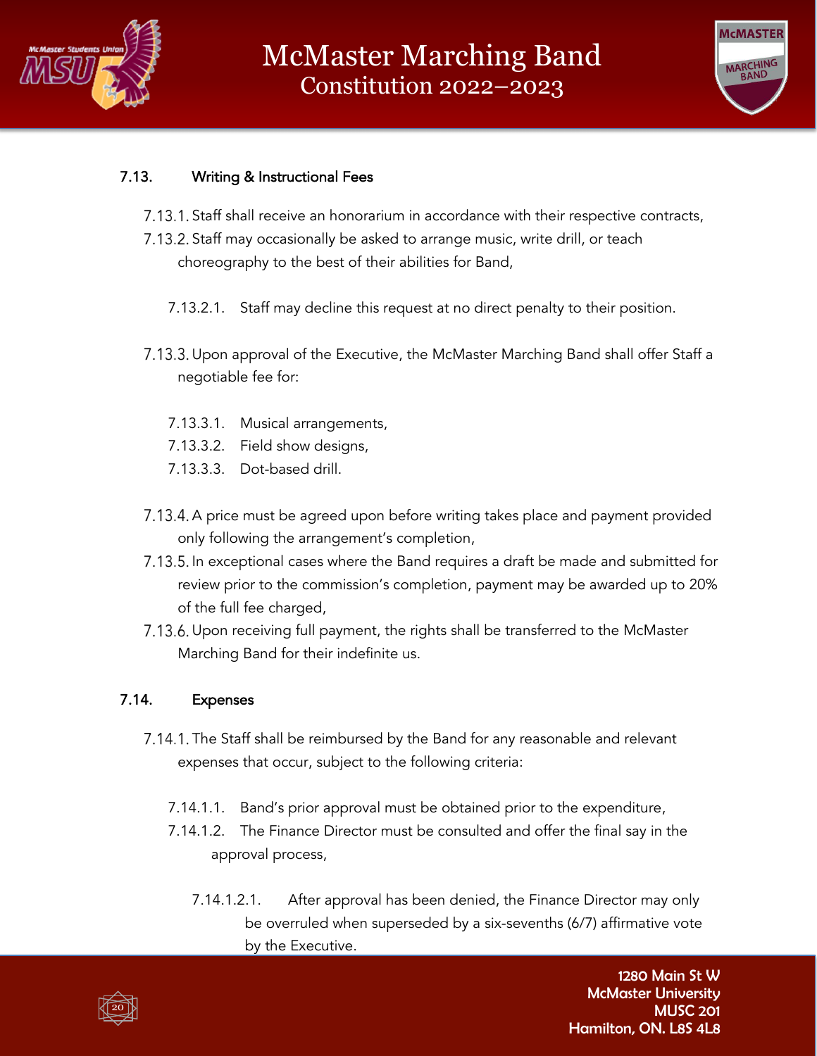### 7.13. Writing & Instructional Fees

7.13.1. Staff shall receive an honorarium in accordance with their respective contracts,

7.13.2. Staff may occasionally be asked to arrange music, write drill, or teach choreography to the best of their abilities for Band,

- 7.13.2.1. Staff may decline this request at no direct penalty to their position.

7.13.3. Upon approval of the Executive, the McMaster Marching Band shall offer Staff a negotiable fee for:

- 7.13.3.1. Musical arrangements,
- 7.13.3.2. Field show designs,
- 7.13.3.3. Dot-based drill.

7.13.4. A price must be agreed upon before writing takes place and payment provided only following the arrangement's completion,

7.13.5. In exceptional cases where the Band requires a draft be made and submitted for review prior to the commission's completion, payment may be awarded up to 20% of the full fee charged,

7.13.6. Upon receiving full payment, the rights shall be transferred to the McMaster Marching Band for their indefinite us.

### 7.14. Expenses

7.14.1. The Staff shall be reimbursed by the Band for any reasonable and relevant expenses that occur, subject to the following criteria:

- 7.14.1.1. Band's prior approval must be obtained prior to the expenditure,
- 7.14.1.2. The Finance Director must be consulted and offer the final say in the approval process,
  - 7.14.1.2.1. After approval has been denied, the Finance Director may only be overruled when superseded by a six-sevenths (6/7) affirmative vote by the Executive.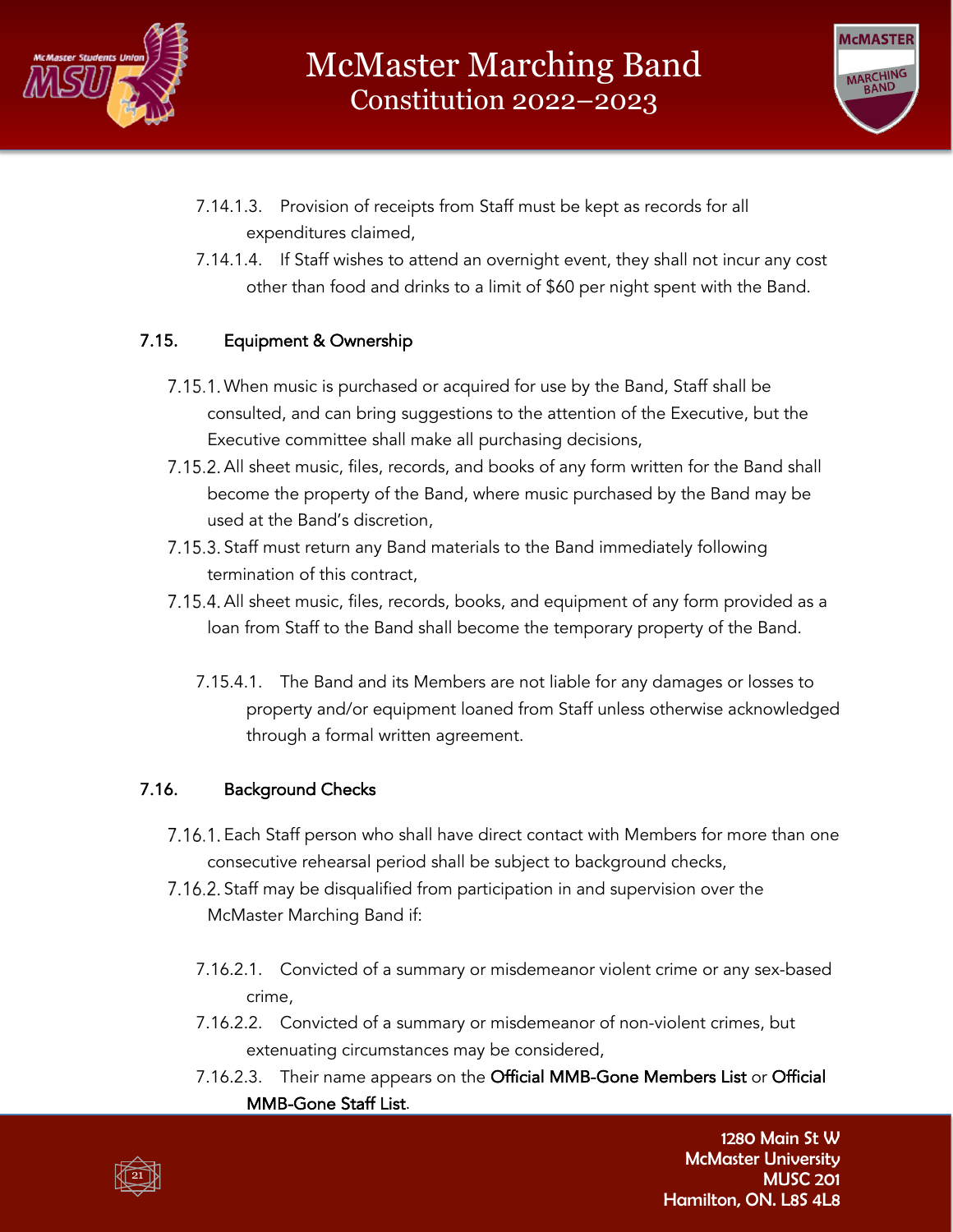7.14.1.3. Provision of receipts from Staff must be kept as records for all expenditures claimed,

7.14.1.4. If Staff wishes to attend an overnight event, they shall not incur any cost other than food and drinks to a limit of $60 per night spent with the Band.

### 7.15. Equipment & Ownership

7.15.1. When music is purchased or acquired for use by the Band, Staff shall be consulted, and can bring suggestions to the attention of the Executive, but the Executive committee shall make all purchasing decisions,

7.15.2. All sheet music, files, records, and books of any form written for the Band shall become the property of the Band, where music purchased by the Band may be used at the Band's discretion,

7.15.3. Staff must return any Band materials to the Band immediately following termination of this contract,

7.15.4. All sheet music, files, records, books, and equipment of any form provided as a loan from Staff to the Band shall become the temporary property of the Band.

7.15.4.1. The Band and its Members are not liable for any damages or losses to property and/or equipment loaned from Staff unless otherwise acknowledged through a formal written agreement.

### 7.16. Background Checks

7.16.1. Each Staff person who shall have direct contact with Members for more than one consecutive rehearsal period shall be subject to background checks,

7.16.2. Staff may be disqualified from participation in and supervision over the McMaster Marching Band if:

7.16.2.1. Convicted of a summary or misdemeanor violent crime or any sex-based crime,

7.16.2.2. Convicted of a summary or misdemeanor of non-violent crimes, but extenuating circumstances may be considered,

7.16.2.3. Their name appears on the Official MMB-Gone Members List or Official MMB-Gone Staff List.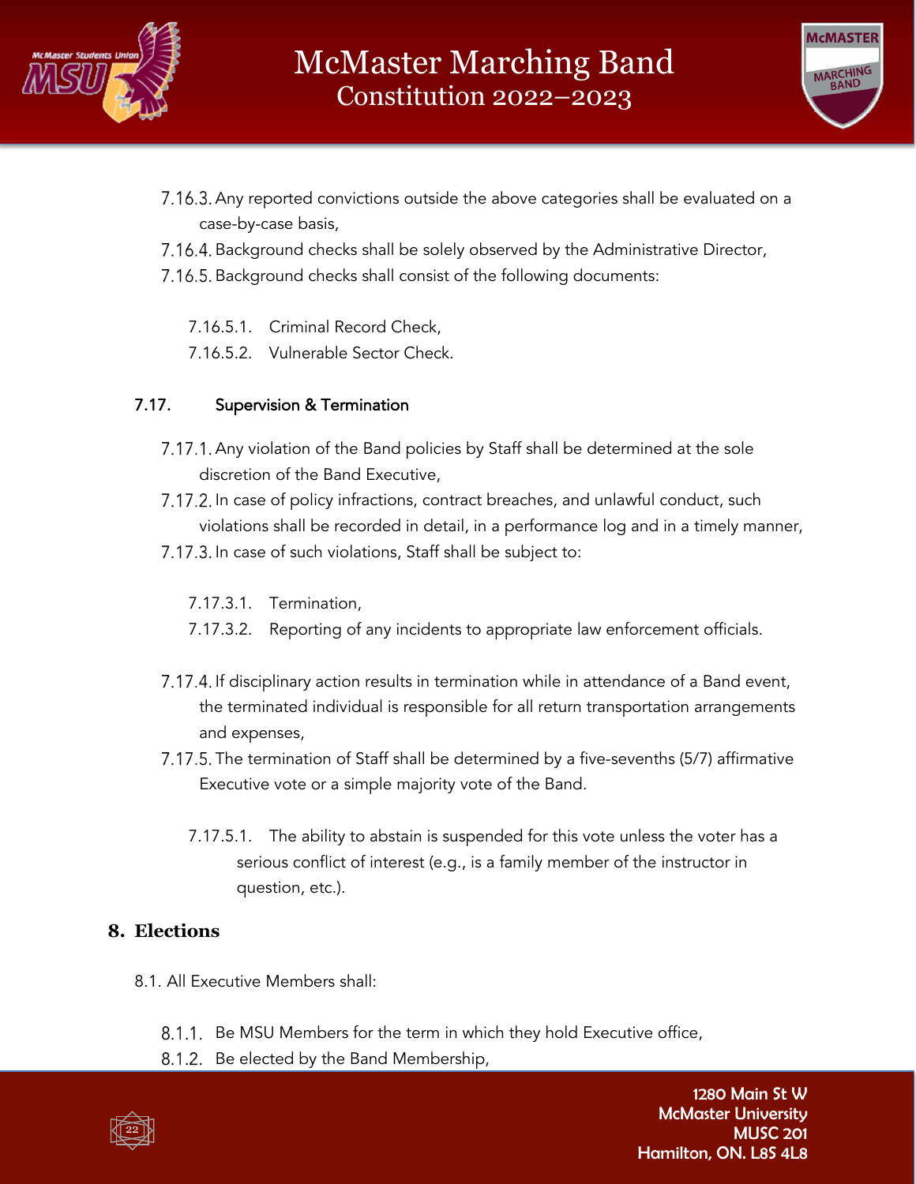7.16.3. Any reported convictions outside the above categories shall be evaluated on a case-by-case basis,

7.16.4. Background checks shall be solely observed by the Administrative Director,

7.16.5. Background checks shall consist of the following documents:

- 7.16.5.1. Criminal Record Check,
- 7.16.5.2. Vulnerable Sector Check.

### 7.17. Supervision & Termination

7.17.1. Any violation of the Band policies by Staff shall be determined at the sole discretion of the Band Executive,

7.17.2. In case of policy infractions, contract breaches, and unlawful conduct, such violations shall be recorded in detail, in a performance log and in a timely manner,

7.17.3. In case of such violations, Staff shall be subject to:

- 7.17.3.1. Termination,
- 7.17.3.2. Reporting of any incidents to appropriate law enforcement officials.

7.17.4. If disciplinary action results in termination while in attendance of a Band event, the terminated individual is responsible for all return transportation arrangements and expenses,

7.17.5. The termination of Staff shall be determined by a five-sevenths (5/7) affirmative Executive vote or a simple majority vote of the Band.

- 7.17.5.1. The ability to abstain is suspended for this vote unless the voter has a serious conflict of interest (e.g., is a family member of the instructor in question, etc.).

## 8. Elections

8.1. All Executive Members shall:

8.1.1. Be MSU Members for the term in which they hold Executive office,

8.1.2. Be elected by the Band Membership,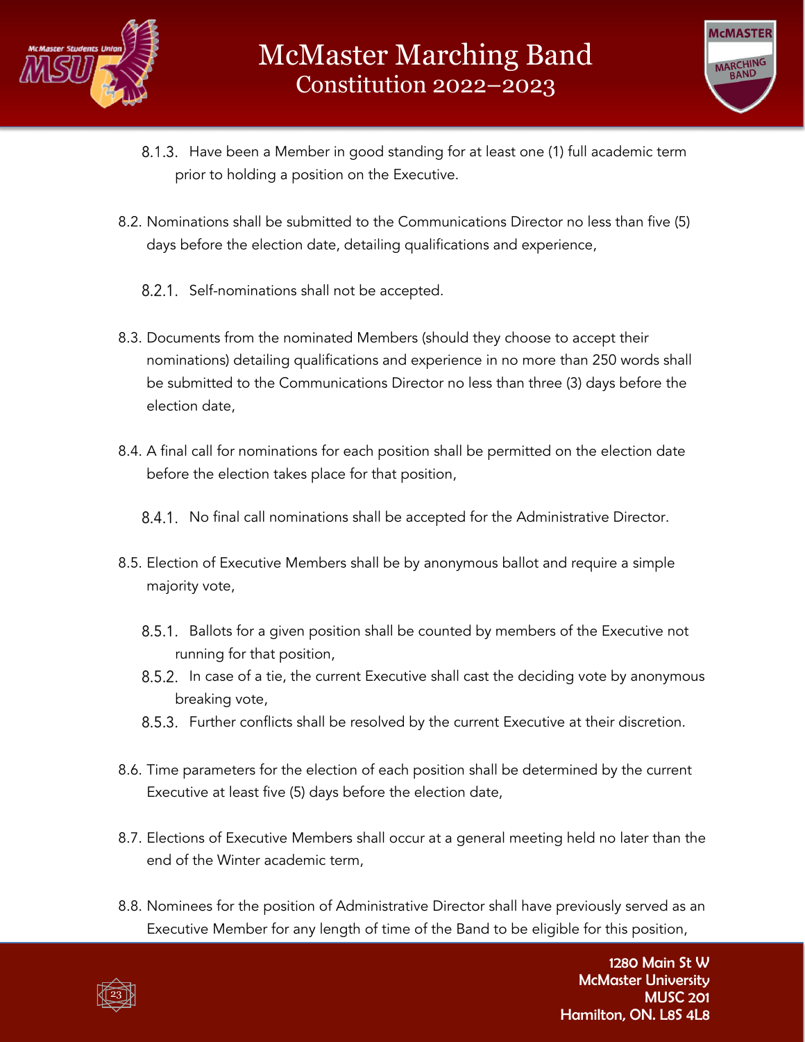8.1.3. Have been a Member in good standing for at least one (1) full academic term prior to holding a position on the Executive.

8.2. Nominations shall be submitted to the Communications Director no less than five (5) days before the election date, detailing qualifications and experience,

8.2.1. Self-nominations shall not be accepted.

8.3. Documents from the nominated Members (should they choose to accept their nominations) detailing qualifications and experience in no more than 250 words shall be submitted to the Communications Director no less than three (3) days before the election date,

8.4. A final call for nominations for each position shall be permitted on the election date before the election takes place for that position,

8.4.1. No final call nominations shall be accepted for the Administrative Director.

8.5. Election of Executive Members shall be by anonymous ballot and require a simple majority vote,

8.5.1. Ballots for a given position shall be counted by members of the Executive not running for that position,

8.5.2. In case of a tie, the current Executive shall cast the deciding vote by anonymous breaking vote,

8.5.3. Further conflicts shall be resolved by the current Executive at their discretion.

8.6. Time parameters for the election of each position shall be determined by the current Executive at least five (5) days before the election date,

8.7. Elections of Executive Members shall occur at a general meeting held no later than the end of the Winter academic term,

8.8. Nominees for the position of Administrative Director shall have previously served as an Executive Member for any length of time of the Band to be eligible for this position,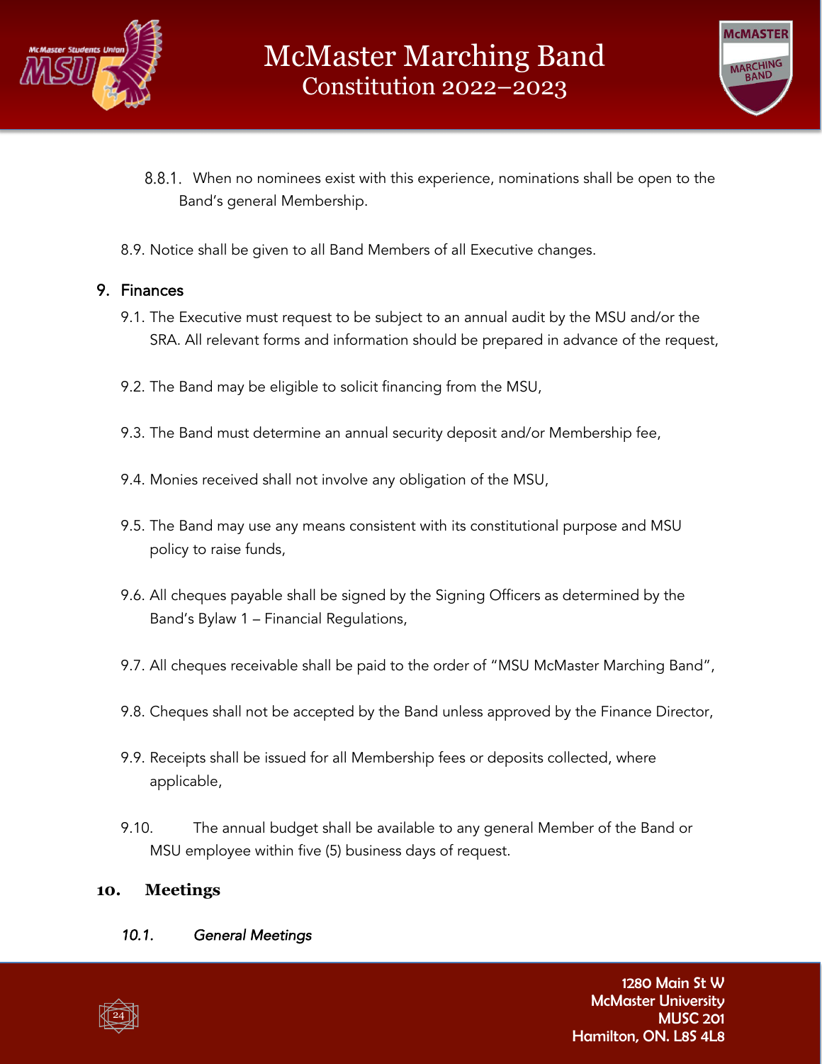8.8.1. When no nominees exist with this experience, nominations shall be open to the Band's general Membership.

8.9. Notice shall be given to all Band Members of all Executive changes.

## 9. Finances

9.1. The Executive must request to be subject to an annual audit by the MSU and/or the SRA. All relevant forms and information should be prepared in advance of the request,

9.2. The Band may be eligible to solicit financing from the MSU,

9.3. The Band must determine an annual security deposit and/or Membership fee,

9.4. Monies received shall not involve any obligation of the MSU,

9.5. The Band may use any means consistent with its constitutional purpose and MSU policy to raise funds,

9.6. All cheques payable shall be signed by the Signing Officers as determined by the Band's Bylaw 1 – Financial Regulations,

9.7. All cheques receivable shall be paid to the order of "MSU McMaster Marching Band",

9.8. Cheques shall not be accepted by the Band unless approved by the Finance Director,

9.9. Receipts shall be issued for all Membership fees or deposits collected, where applicable,

9.10. The annual budget shall be available to any general Member of the Band or MSU employee within five (5) business days of request.

## 10. Meetings

### *10.1. General Meetings*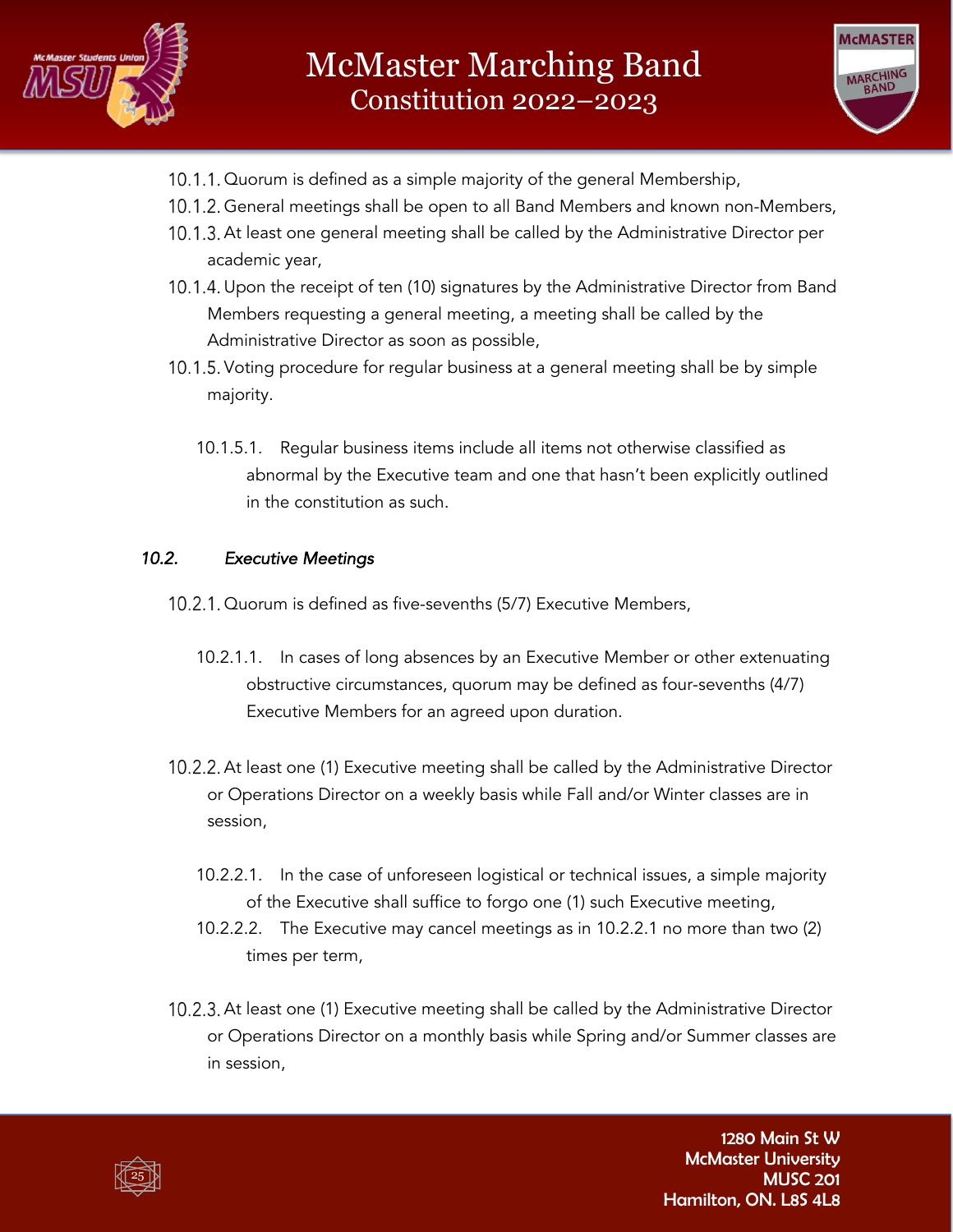10.1.1. Quorum is defined as a simple majority of the general Membership,

10.1.2. General meetings shall be open to all Band Members and known non-Members,

10.1.3. At least one general meeting shall be called by the Administrative Director per academic year,

10.1.4. Upon the receipt of ten (10) signatures by the Administrative Director from Band Members requesting a general meeting, a meeting shall be called by the Administrative Director as soon as possible,

10.1.5. Voting procedure for regular business at a general meeting shall be by simple majority.

10.1.5.1. Regular business items include all items not otherwise classified as abnormal by the Executive team and one that hasn't been explicitly outlined in the constitution as such.

### *10.2. Executive Meetings*

10.2.1. Quorum is defined as five-sevenths (5/7) Executive Members,

10.2.1.1. In cases of long absences by an Executive Member or other extenuating obstructive circumstances, quorum may be defined as four-sevenths (4/7) Executive Members for an agreed upon duration.

10.2.2. At least one (1) Executive meeting shall be called by the Administrative Director or Operations Director on a weekly basis while Fall and/or Winter classes are in session,

10.2.2.1. In the case of unforeseen logistical or technical issues, a simple majority of the Executive shall suffice to forgo one (1) such Executive meeting,

10.2.2.2. The Executive may cancel meetings as in 10.2.2.1 no more than two (2) times per term,

10.2.3. At least one (1) Executive meeting shall be called by the Administrative Director or Operations Director on a monthly basis while Spring and/or Summer classes are in session,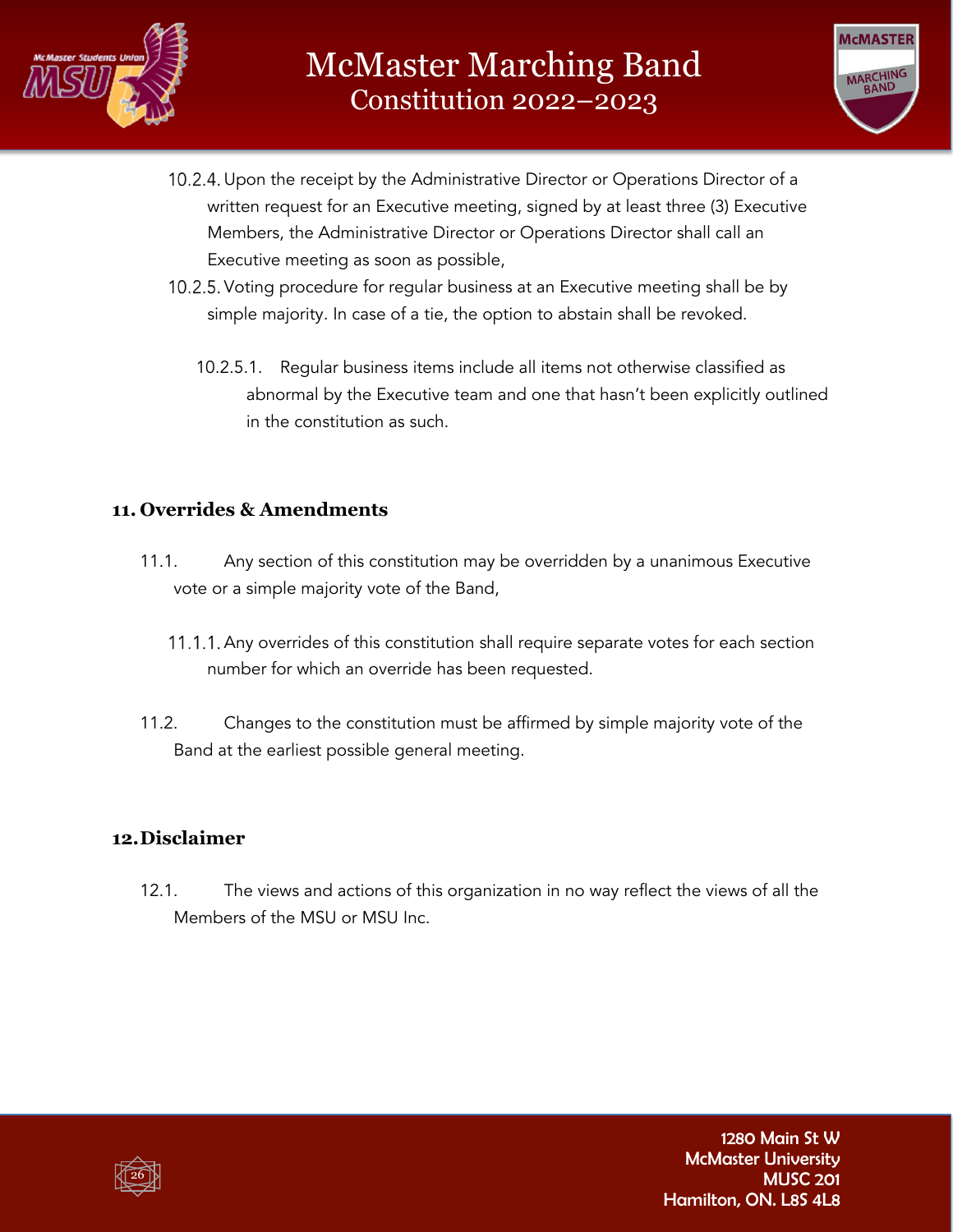10.2.4. Upon the receipt by the Administrative Director or Operations Director of a written request for an Executive meeting, signed by at least three (3) Executive Members, the Administrative Director or Operations Director shall call an Executive meeting as soon as possible,

10.2.5. Voting procedure for regular business at an Executive meeting shall be by simple majority. In case of a tie, the option to abstain shall be revoked.

10.2.5.1. Regular business items include all items not otherwise classified as abnormal by the Executive team and one that hasn't been explicitly outlined in the constitution as such.

## 11. Overrides & Amendments

11.1. Any section of this constitution may be overridden by a unanimous Executive vote or a simple majority vote of the Band,

11.1.1. Any overrides of this constitution shall require separate votes for each section number for which an override has been requested.

11.2. Changes to the constitution must be affirmed by simple majority vote of the Band at the earliest possible general meeting.

## 12. Disclaimer

12.1. The views and actions of this organization in no way reflect the views of all the Members of the MSU or MSU Inc.